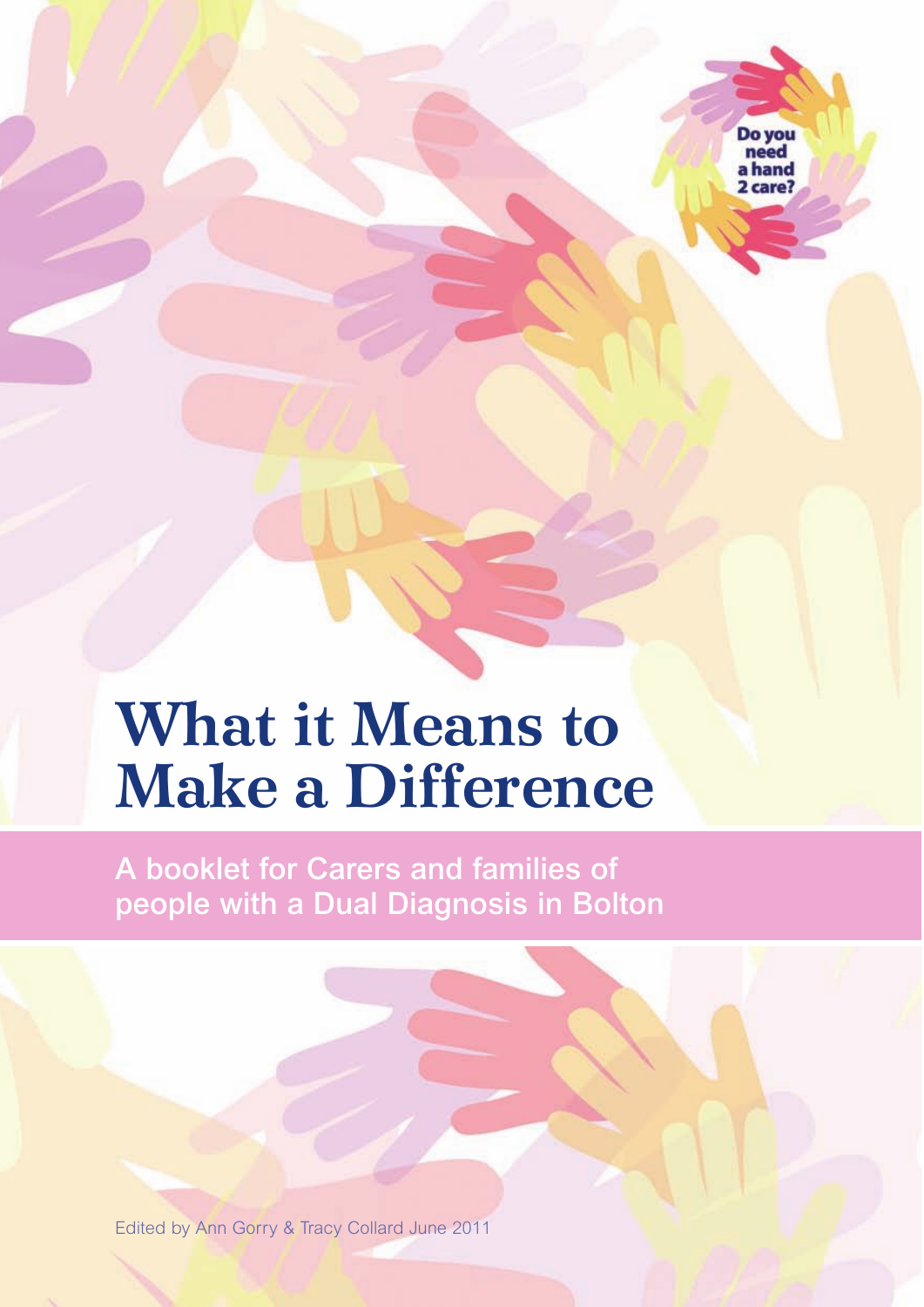Do you need a hand 2 care?

# What it Means to Make a Difference

A booklet for Carers and families of people with a Dual Diagnosis in Bolton

Edited by Ann Gorry & Tracy Collard June 2011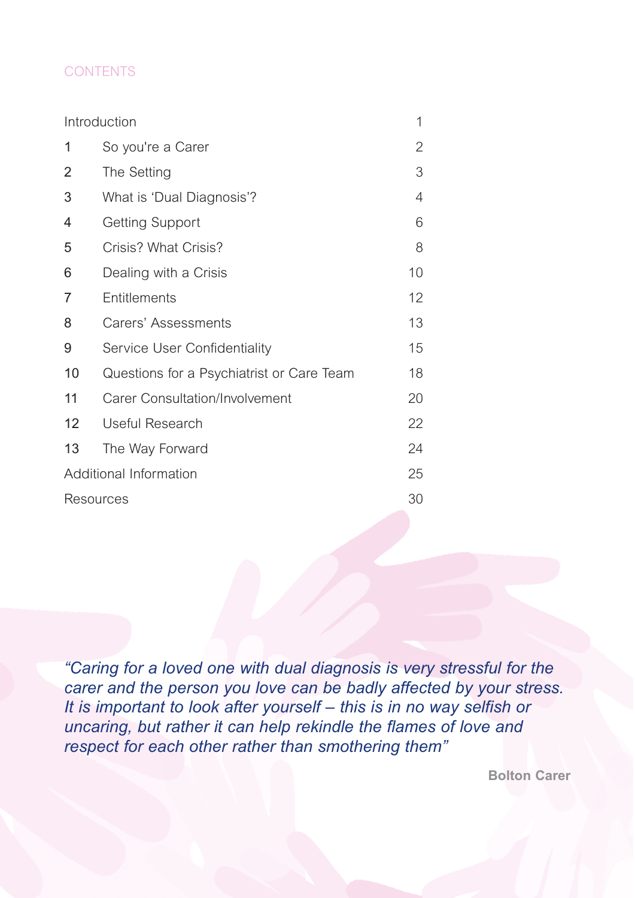## CONTENTS

| | | |
|---|---|---|
| Introduction | | 1 |
| 1 | So you're a Carer | 2 |
| 2 | The Setting | 3 |
| 3 | What is 'Dual Diagnosis'? | 4 |
| 4 | Getting Support | 6 |
| 5 | Crisis? What Crisis? | 8 |
| 6 | Dealing with a Crisis | 10 |
| 7 | Entitlements | 12 |
| 8 | Carers' Assessments | 13 |
| 9 | Service User Confidentiality | 15 |
| 10 | Questions for a Psychiatrist or Care Team | 18 |
| 11 | Carer Consultation/Involvement | 20 |
| 12 | Useful Research | 22 |
| 13 | The Way Forward | 24 |
| Additional Information | | 25 |
| Resources | | 30 |

*"Caring for a loved one with dual diagnosis is very stressful for the carer and the person you love can be badly affected by your stress. It is important to look after yourself – this is in no way selfish or uncaring, but rather it can help rekindle the flames of love and respect for each other rather than smothering them"*

**Bolton Carer**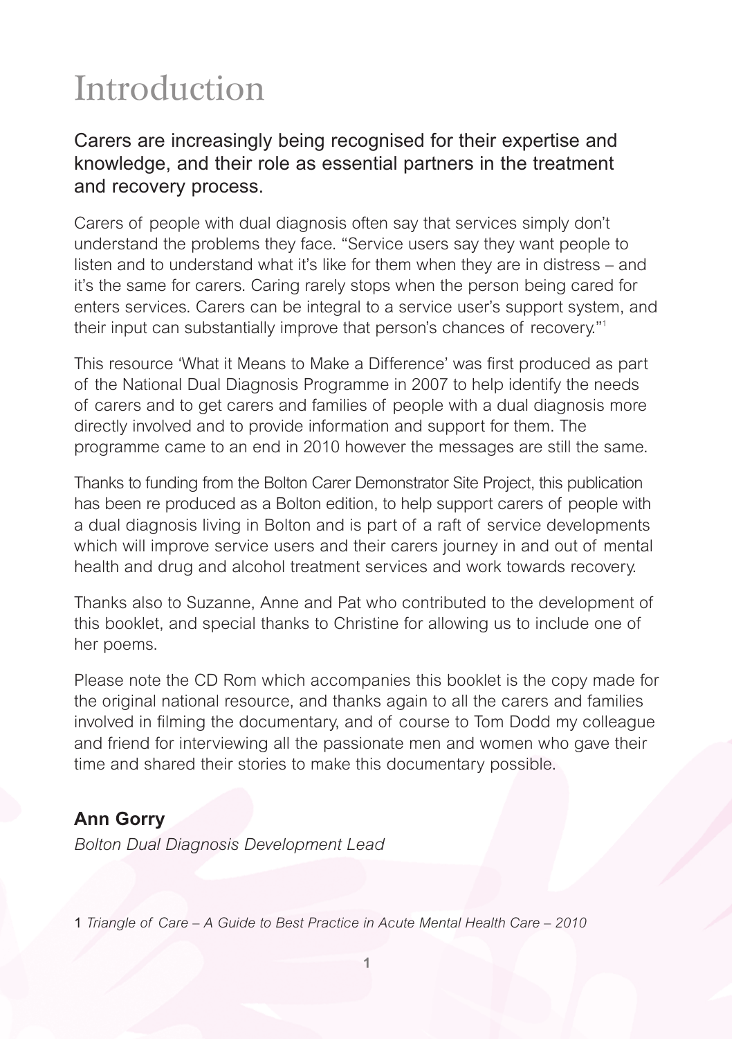# Introduction

Carers are increasingly being recognised for their expertise and knowledge, and their role as essential partners in the treatment and recovery process.

Carers of people with dual diagnosis often say that services simply don't understand the problems they face. "Service users say they want people to listen and to understand what it's like for them when they are in distress – and it's the same for carers. Caring rarely stops when the person being cared for enters services. Carers can be integral to a service user's support system, and their input can substantially improve that person's chances of recovery."[1]

This resource 'What it Means to Make a Difference' was first produced as part of the National Dual Diagnosis Programme in 2007 to help identify the needs of carers and to get carers and families of people with a dual diagnosis more directly involved and to provide information and support for them. The programme came to an end in 2010 however the messages are still the same.

Thanks to funding from the Bolton Carer Demonstrator Site Project, this publication has been re produced as a Bolton edition, to help support carers of people with a dual diagnosis living in Bolton and is part of a raft of service developments which will improve service users and their carers journey in and out of mental health and drug and alcohol treatment services and work towards recovery.

Thanks also to Suzanne, Anne and Pat who contributed to the development of this booklet, and special thanks to Christine for allowing us to include one of her poems.

Please note the CD Rom which accompanies this booklet is the copy made for the original national resource, and thanks again to all the carers and families involved in filming the documentary, and of course to Tom Dodd my colleague and friend for interviewing all the passionate men and women who gave their time and shared their stories to make this documentary possible.

**Ann Gorry**

*Bolton Dual Diagnosis Development Lead*

1 *Triangle of Care – A Guide to Best Practice in Acute Mental Health Care – 2010*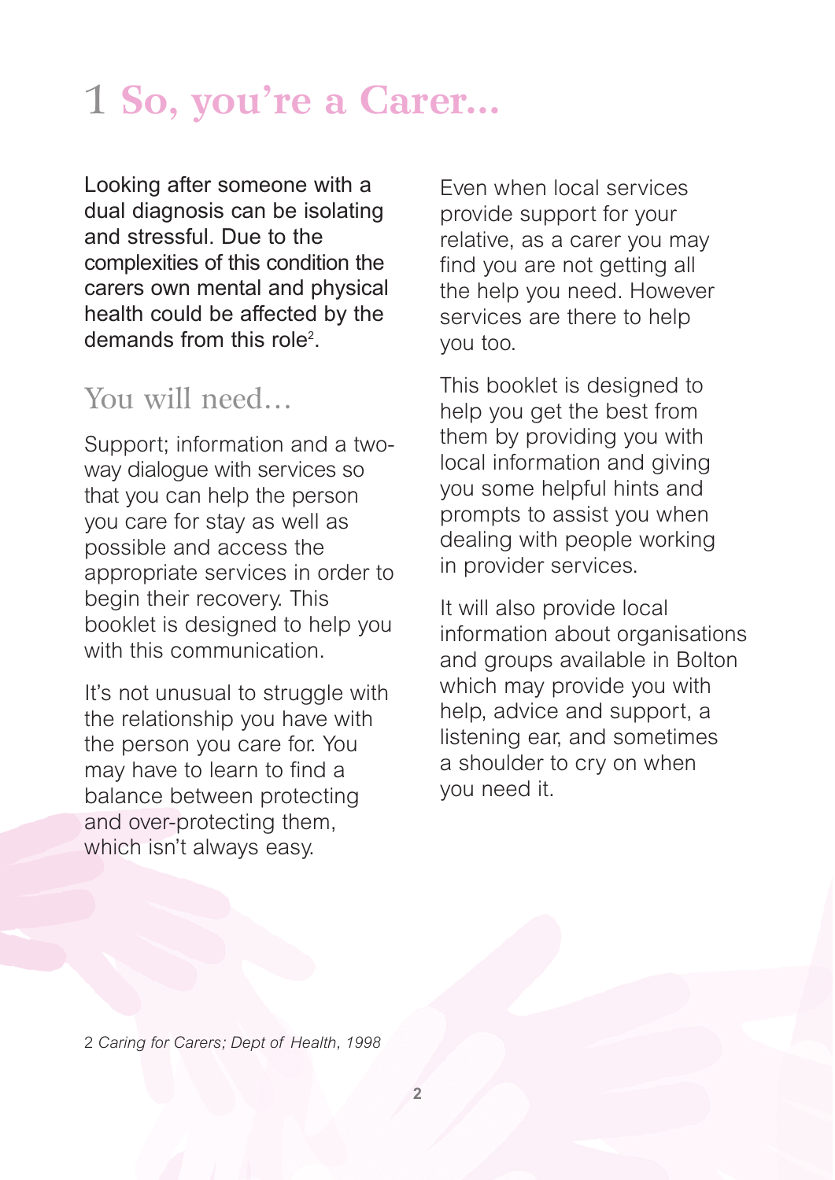# 1 So, you're a Carer...

Looking after someone with a dual diagnosis can be isolating and stressful. Due to the complexities of this condition the carers own mental and physical health could be affected by the demands from this role[2].

## You will need...

Support; information and a two-way dialogue with services so that you can help the person you care for stay as well as possible and access the appropriate services in order to begin their recovery. This booklet is designed to help you with this communication.

It's not unusual to struggle with the relationship you have with the person you care for. You may have to learn to find a balance between protecting and over-protecting them, which isn't always easy.

Even when local services provide support for your relative, as a carer you may find you are not getting all the help you need. However services are there to help you too.

This booklet is designed to help you get the best from them by providing you with local information and giving you some helpful hints and prompts to assist you when dealing with people working in provider services.

It will also provide local information about organisations and groups available in Bolton which may provide you with help, advice and support, a listening ear, and sometimes a shoulder to cry on when you need it.

2 *Caring for Carers; Dept of Health, 1998*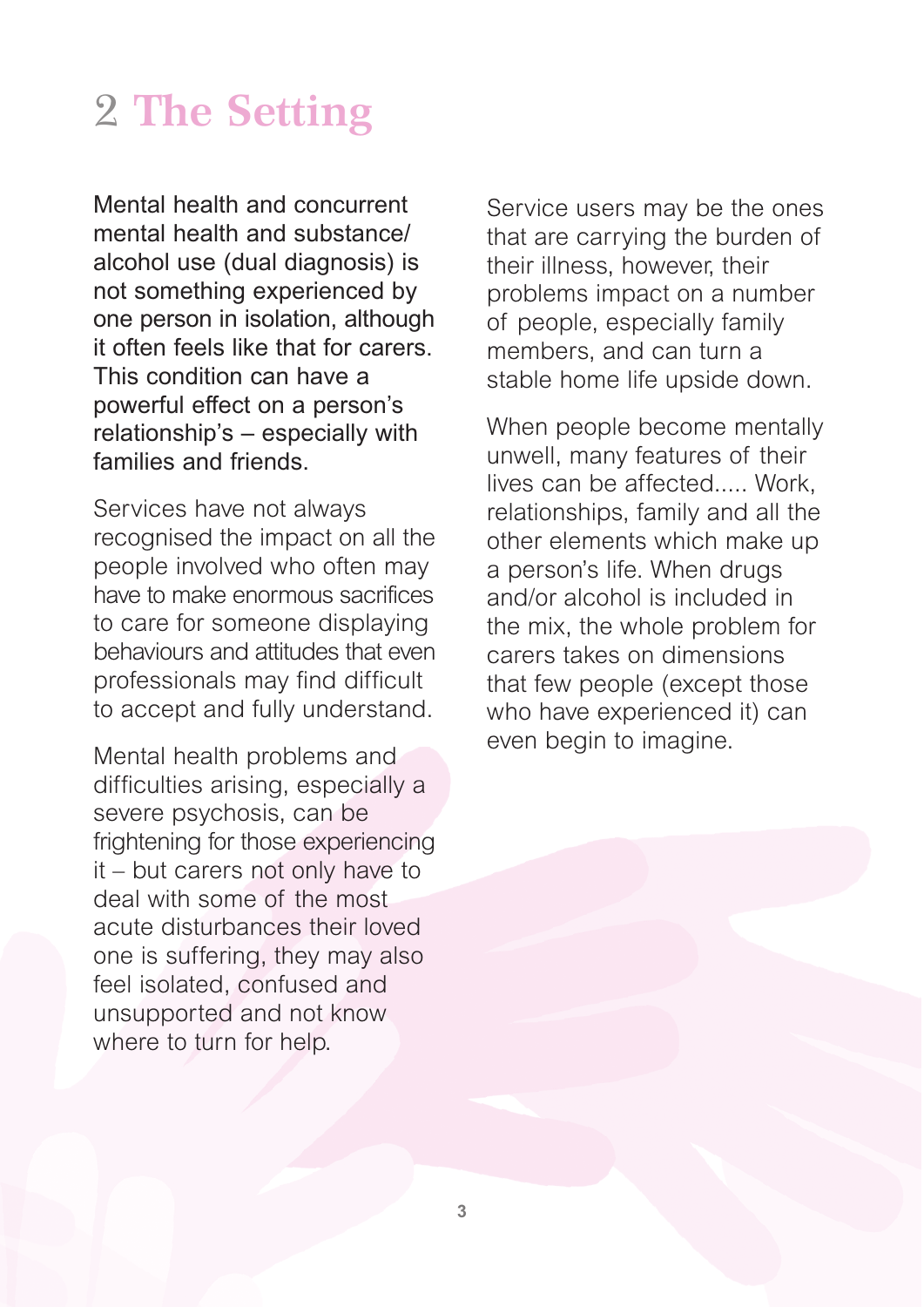# 2 The Setting

Mental health and concurrent mental health and substance/ alcohol use (dual diagnosis) is not something experienced by one person in isolation, although it often feels like that for carers. This condition can have a powerful effect on a person's relationship's – especially with families and friends.

Services have not always recognised the impact on all the people involved who often may have to make enormous sacrifices to care for someone displaying behaviours and attitudes that even professionals may find difficult to accept and fully understand.

Mental health problems and difficulties arising, especially a severe psychosis, can be frightening for those experiencing it – but carers not only have to deal with some of the most acute disturbances their loved one is suffering, they may also feel isolated, confused and unsupported and not know where to turn for help.

Service users may be the ones that are carrying the burden of their illness, however, their problems impact on a number of people, especially family members, and can turn a stable home life upside down.

When people become mentally unwell, many features of their lives can be affected..... Work, relationships, family and all the other elements which make up a person's life. When drugs and/or alcohol is included in the mix, the whole problem for carers takes on dimensions that few people (except those who have experienced it) can even begin to imagine.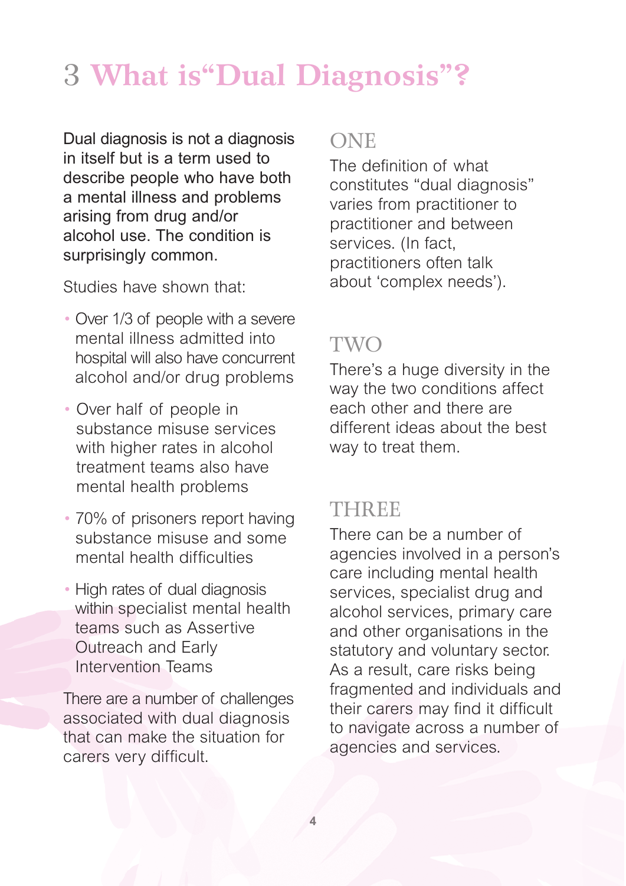# 3 What is“Dual Diagnosis”?

Dual diagnosis is not a diagnosis in itself but is a term used to describe people who have both a mental illness and problems arising from drug and/or alcohol use. The condition is surprisingly common.

Studies have shown that:

- Over 1/3 of people with a severe mental illness admitted into hospital will also have concurrent alcohol and/or drug problems
- Over half of people in substance misuse services with higher rates in alcohol treatment teams also have mental health problems
- 70% of prisoners report having substance misuse and some mental health difficulties
- High rates of dual diagnosis within specialist mental health teams such as Assertive Outreach and Early Intervention Teams

There are a number of challenges associated with dual diagnosis that can make the situation for carers very difficult.

## ONE

The definition of what constitutes “dual diagnosis” varies from practitioner to practitioner and between services. (In fact, practitioners often talk about ‘complex needs’).

## TWO

There’s a huge diversity in the way the two conditions affect each other and there are different ideas about the best way to treat them.

## THREE

There can be a number of agencies involved in a person’s care including mental health services, specialist drug and alcohol services, primary care and other organisations in the statutory and voluntary sector. As a result, care risks being fragmented and individuals and their carers may find it difficult to navigate across a number of agencies and services.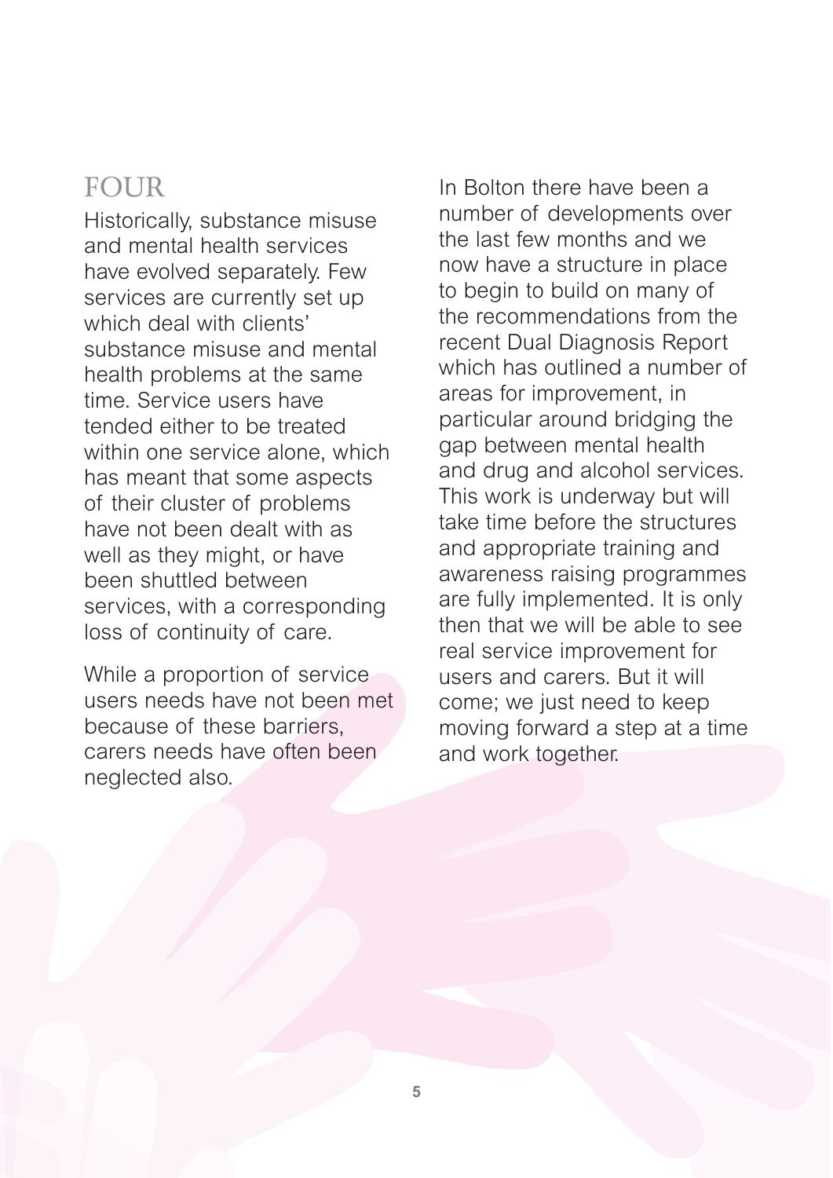## FOUR

Historically, substance misuse and mental health services have evolved separately. Few services are currently set up which deal with clients' substance misuse and mental health problems at the same time. Service users have tended either to be treated within one service alone, which has meant that some aspects of their cluster of problems have not been dealt with as well as they might, or have been shuttled between services, with a corresponding loss of continuity of care.

While a proportion of service users needs have not been met because of these barriers, carers needs have often been neglected also.

In Bolton there have been a number of developments over the last few months and we now have a structure in place to begin to build on many of the recommendations from the recent Dual Diagnosis Report which has outlined a number of areas for improvement, in particular around bridging the gap between mental health and drug and alcohol services. This work is underway but will take time before the structures and appropriate training and awareness raising programmes are fully implemented. It is only then that we will be able to see real service improvement for users and carers. But it will come; we just need to keep moving forward a step at a time and work together.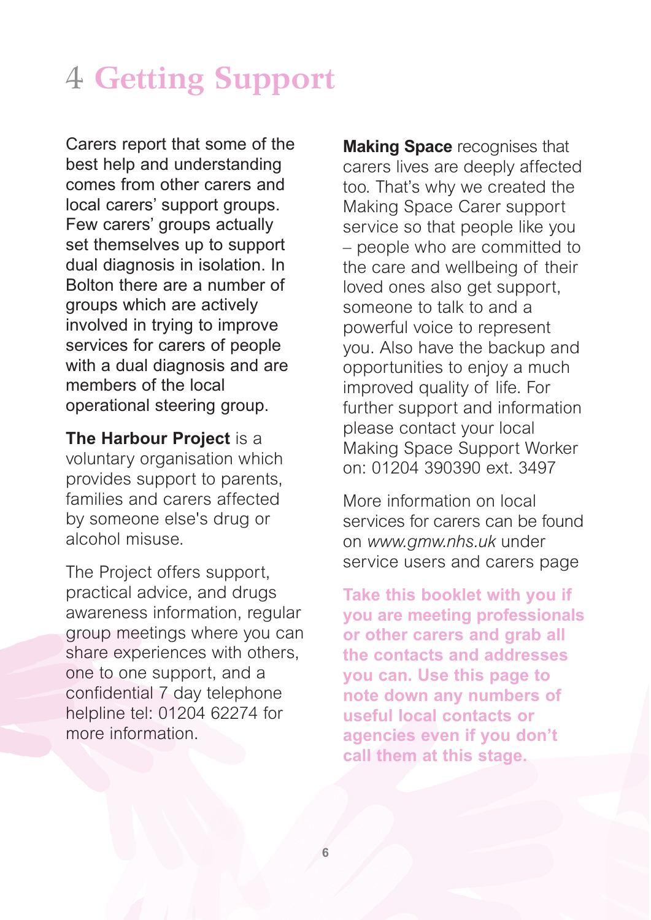# 4 Getting Support

Carers report that some of the best help and understanding comes from other carers and local carers' support groups. Few carers' groups actually set themselves up to support dual diagnosis in isolation. In Bolton there are a number of groups which are actively involved in trying to improve services for carers of people with a dual diagnosis and are members of the local operational steering group.

**The Harbour Project** is a voluntary organisation which provides support to parents, families and carers affected by someone else's drug or alcohol misuse.

The Project offers support, practical advice, and drugs awareness information, regular group meetings where you can share experiences with others, one to one support, and a confidential 7 day telephone helpline tel: 01204 62274 for more information.

**Making Space** recognises that carers lives are deeply affected too. That's why we created the Making Space Carer support service so that people like you – people who are committed to the care and wellbeing of their loved ones also get support, someone to talk to and a powerful voice to represent you. Also have the backup and opportunities to enjoy a much improved quality of life. For further support and information please contact your local Making Space Support Worker on: 01204 390390 ext. 3497

More information on local services for carers can be found on *www.gmw.nhs.uk* under service users and carers page

**Take this booklet with you if you are meeting professionals or other carers and grab all the contacts and addresses you can. Use this page to note down any numbers of useful local contacts or agencies even if you don't call them at this stage.**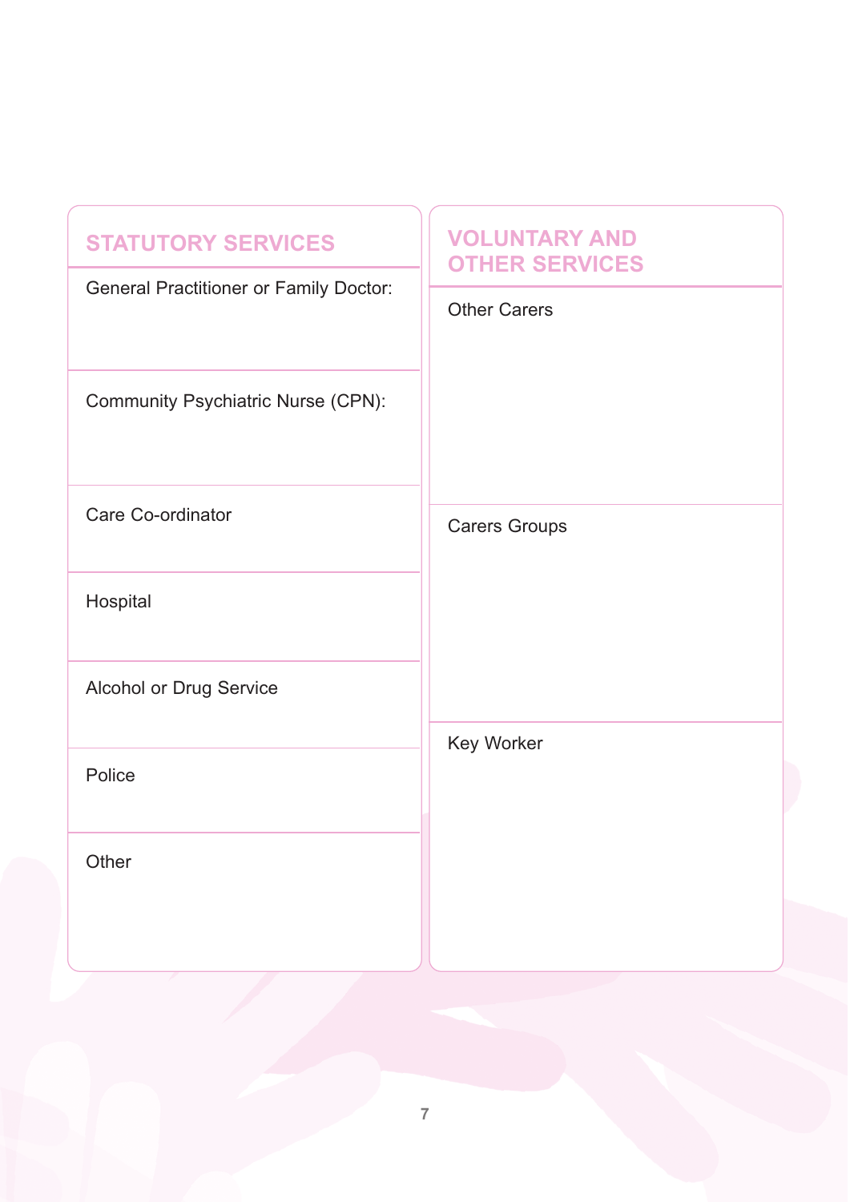## STATUTORY SERVICES

General Practitioner or Family Doctor:

Community Psychiatric Nurse (CPN):

Care Co-ordinator

Hospital

Alcohol or Drug Service

Police

Other

## VOLUNTARY AND OTHER SERVICES

Other Carers

Carers Groups

Key Worker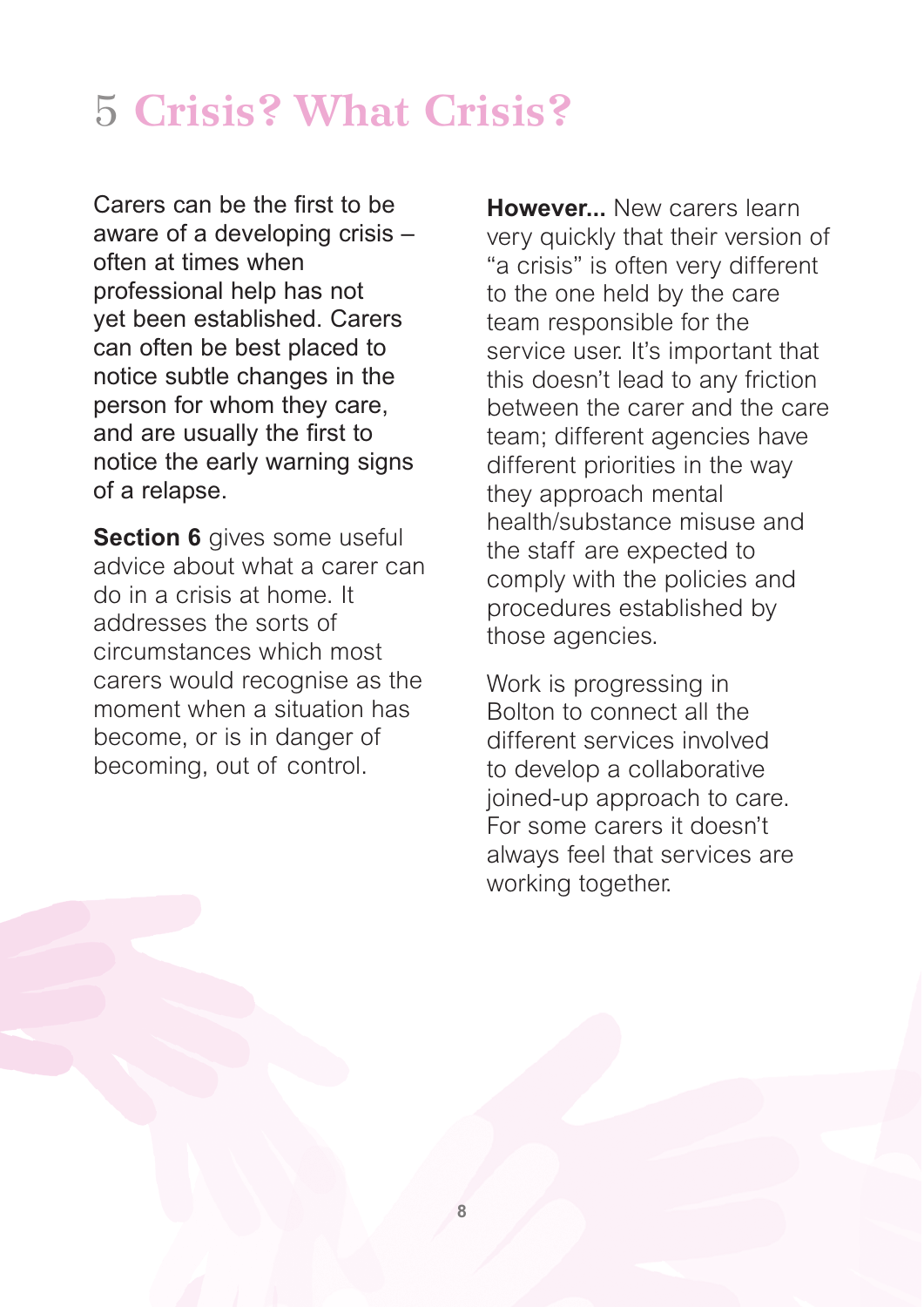# 5 Crisis? What Crisis?

Carers can be the first to be aware of a developing crisis – often at times when professional help has not yet been established. Carers can often be best placed to notice subtle changes in the person for whom they care, and are usually the first to notice the early warning signs of a relapse.

**Section 6** gives some useful advice about what a carer can do in a crisis at home. It addresses the sorts of circumstances which most carers would recognise as the moment when a situation has become, or is in danger of becoming, out of control.

**However...** New carers learn very quickly that their version of "a crisis" is often very different to the one held by the care team responsible for the service user. It's important that this doesn't lead to any friction between the carer and the care team; different agencies have different priorities in the way they approach mental health/substance misuse and the staff are expected to comply with the policies and procedures established by those agencies.

Work is progressing in Bolton to connect all the different services involved to develop a collaborative joined-up approach to care. For some carers it doesn't always feel that services are working together.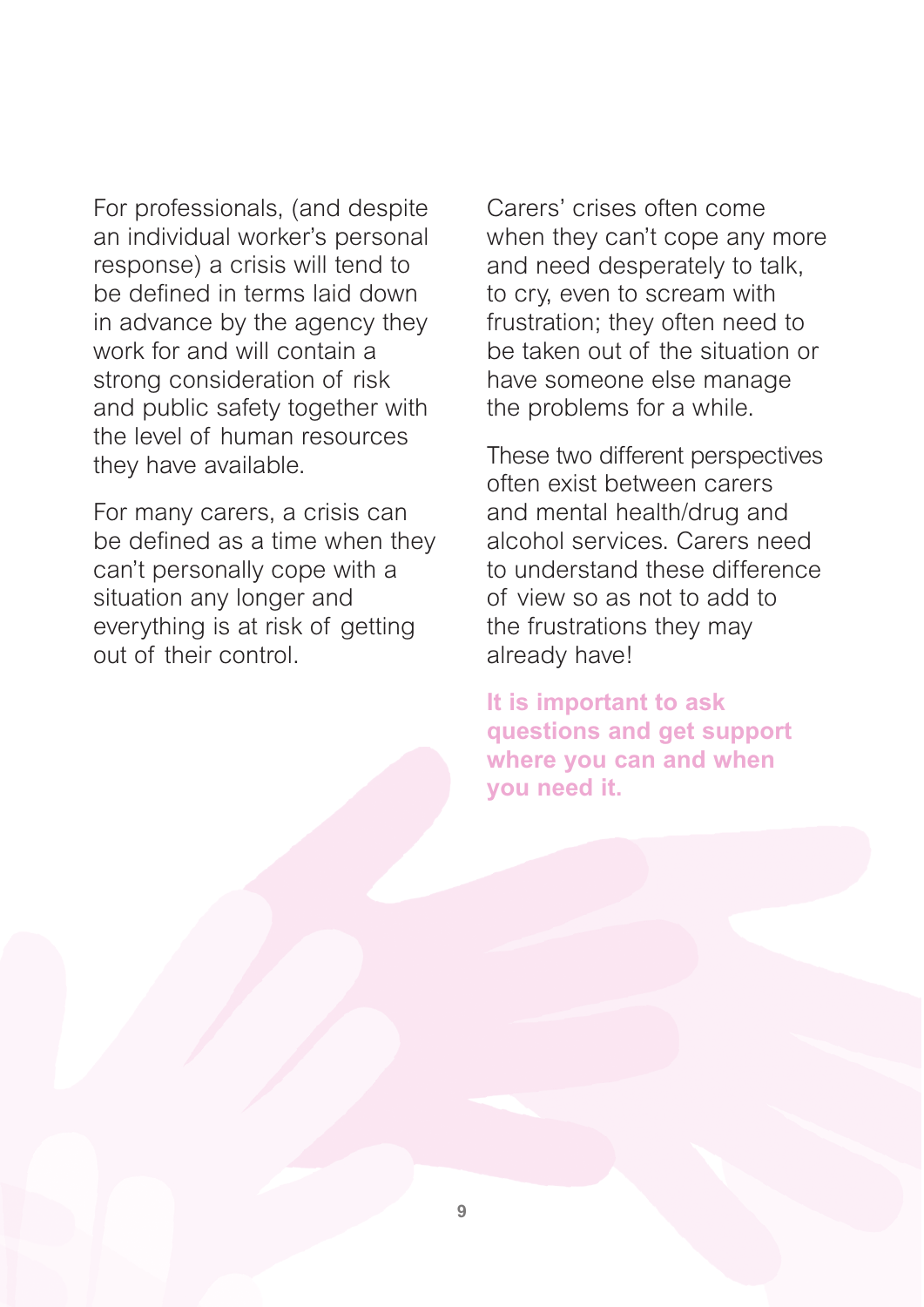For professionals, (and despite an individual worker's personal response) a crisis will tend to be defined in terms laid down in advance by the agency they work for and will contain a strong consideration of risk and public safety together with the level of human resources they have available.

For many carers, a crisis can be defined as a time when they can't personally cope with a situation any longer and everything is at risk of getting out of their control.

Carers' crises often come when they can't cope any more and need desperately to talk, to cry, even to scream with frustration; they often need to be taken out of the situation or have someone else manage the problems for a while.

These two different perspectives often exist between carers and mental health/drug and alcohol services. Carers need to understand these difference of view so as not to add to the frustrations they may already have!

**It is important to ask questions and get support where you can and when you need it.**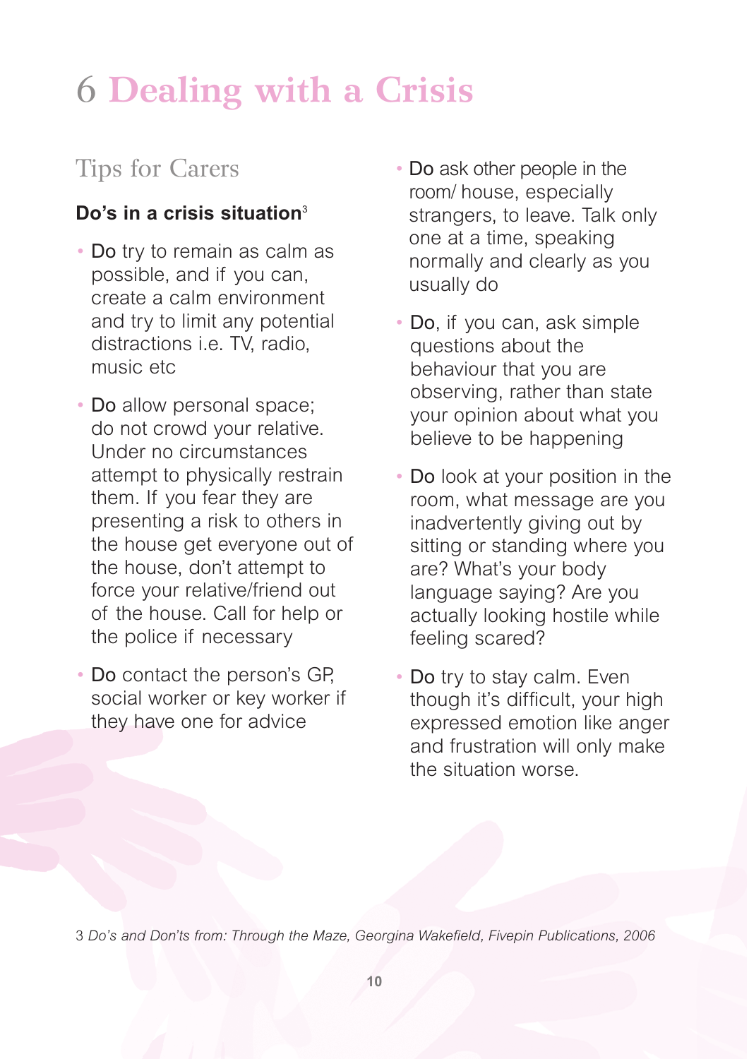# 6 Dealing with a Crisis

## Tips for Carers

### Do's in a crisis situation[3]

- Do try to remain as calm as possible, and if you can, create a calm environment and try to limit any potential distractions i.e. TV, radio, music etc
- Do allow personal space; do not crowd your relative. Under no circumstances attempt to physically restrain them. If you fear they are presenting a risk to others in the house get everyone out of the house, don't attempt to force your relative/friend out of the house. Call for help or the police if necessary
- Do contact the person's GP, social worker or key worker if they have one for advice
- Do ask other people in the room/ house, especially strangers, to leave. Talk only one at a time, speaking normally and clearly as you usually do
- Do, if you can, ask simple questions about the behaviour that you are observing, rather than state your opinion about what you believe to be happening
- Do look at your position in the room, what message are you inadvertently giving out by sitting or standing where you are? What's your body language saying? Are you actually looking hostile while feeling scared?
- Do try to stay calm. Even though it's difficult, your high expressed emotion like anger and frustration will only make the situation worse.

3 *Do's and Don'ts from: Through the Maze, Georgina Wakefield, Fivepin Publications, 2006*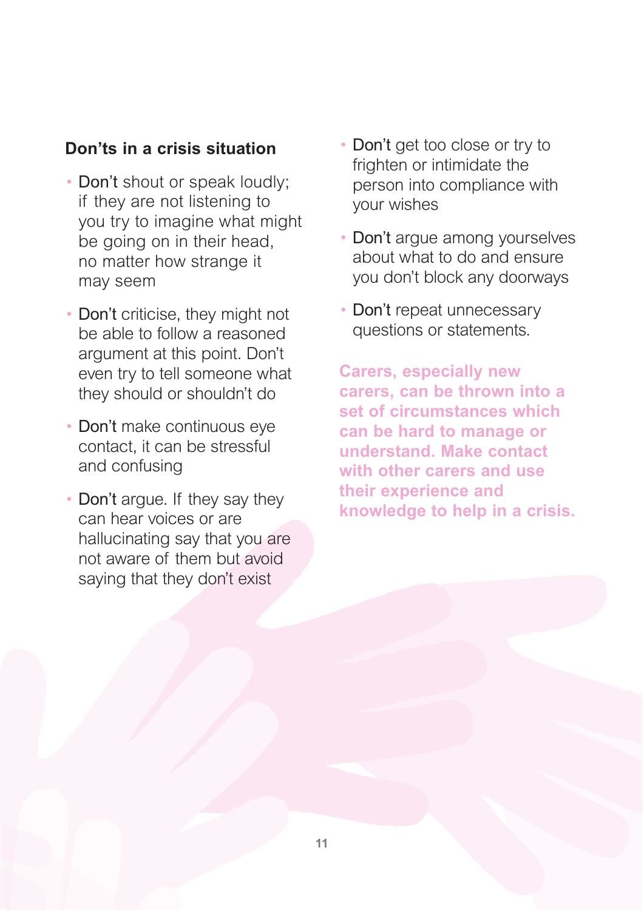### Don'ts in a crisis situation

- Don't shout or speak loudly; if they are not listening to you try to imagine what might be going on in their head, no matter how strange it may seem
- Don't criticise, they might not be able to follow a reasoned argument at this point. Don't even try to tell someone what they should or shouldn't do
- Don't make continuous eye contact, it can be stressful and confusing
- Don't argue. If they say they can hear voices or are hallucinating say that you are not aware of them but avoid saying that they don't exist
- Don't get too close or try to frighten or intimidate the person into compliance with your wishes
- Don't argue among yourselves about what to do and ensure you don't block any doorways
- Don't repeat unnecessary questions or statements.

**Carers, especially new carers, can be thrown into a set of circumstances which can be hard to manage or understand. Make contact with other carers and use their experience and knowledge to help in a crisis.**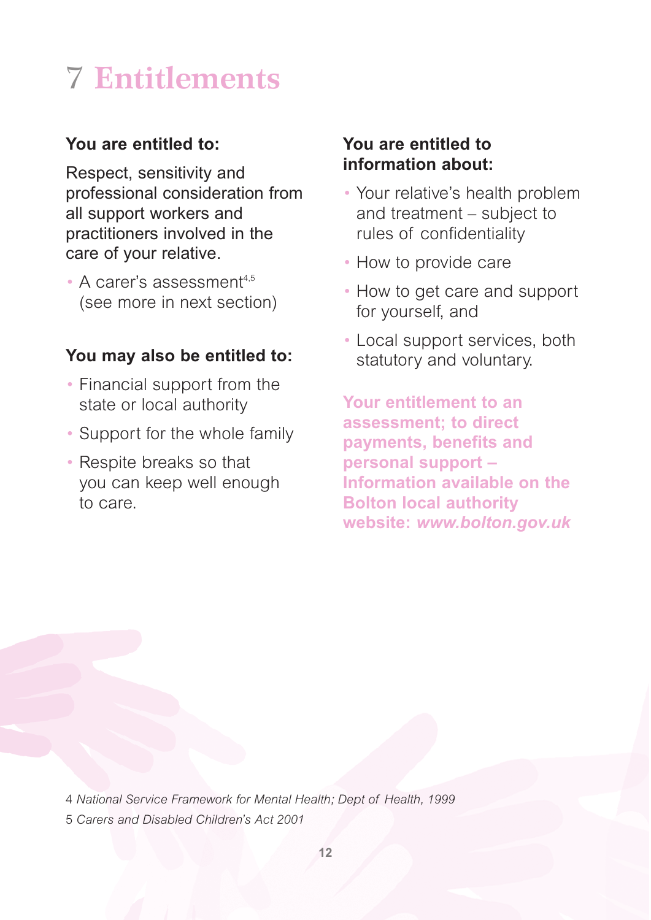# 7 Entitlements

**You are entitled to:**

Respect, sensitivity and professional consideration from all support workers and practitioners involved in the care of your relative.

- A carer's assessment[4,5] (see more in next section)

**You may also be entitled to:**

- Financial support from the state or local authority
- Support for the whole family
- Respite breaks so that you can keep well enough to care.

**You are entitled to information about:**

- Your relative's health problem and treatment – subject to rules of confidentiality
- How to provide care
- How to get care and support for yourself, and
- Local support services, both statutory and voluntary.

**Your entitlement to an assessment; to direct payments, benefits and personal support – Information available on the Bolton local authority website: *www.bolton.gov.uk***

4 *National Service Framework for Mental Health; Dept of Health, 1999*

5 *Carers and Disabled Children's Act 2001*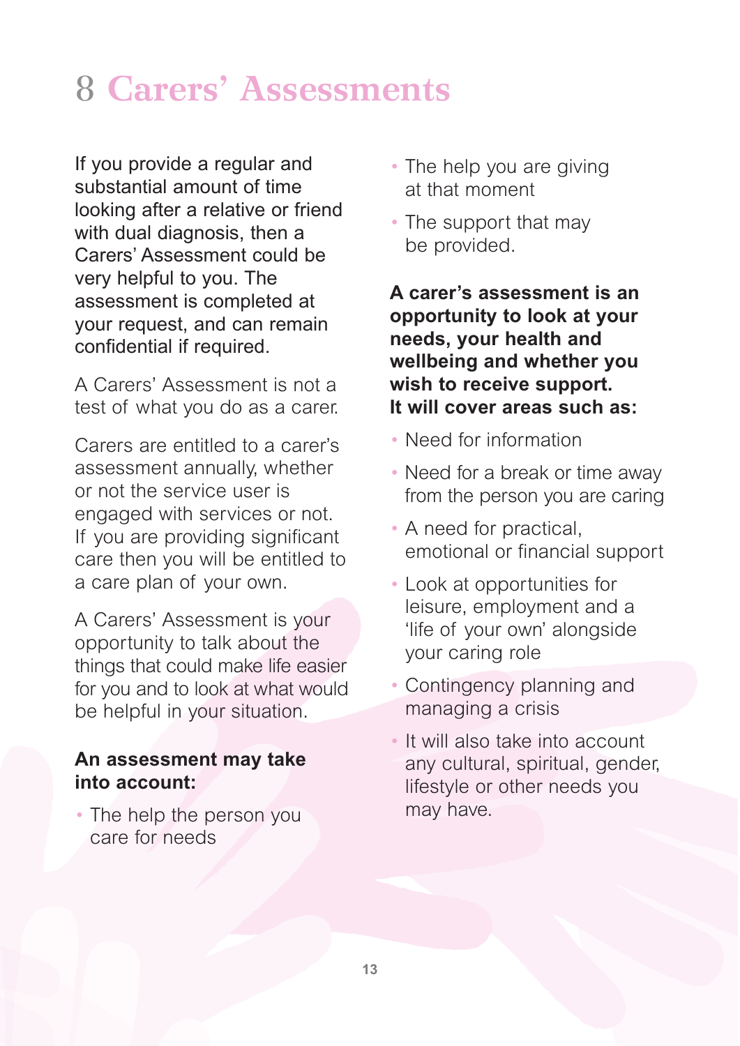# 8 Carers' Assessments

If you provide a regular and substantial amount of time looking after a relative or friend with dual diagnosis, then a Carers' Assessment could be very helpful to you. The assessment is completed at your request, and can remain confidential if required.

A Carers' Assessment is not a test of what you do as a carer.

Carers are entitled to a carer's assessment annually, whether or not the service user is engaged with services or not. If you are providing significant care then you will be entitled to a care plan of your own.

A Carers' Assessment is your opportunity to talk about the things that could make life easier for you and to look at what would be helpful in your situation.

**An assessment may take into account:**

- The help the person you care for needs
- The help you are giving at that moment
- The support that may be provided.

**A carer's assessment is an opportunity to look at your needs, your health and wellbeing and whether you wish to receive support. It will cover areas such as:**

- Need for information
- Need for a break or time away from the person you are caring
- A need for practical, emotional or financial support
- Look at opportunities for leisure, employment and a 'life of your own' alongside your caring role
- Contingency planning and managing a crisis
- It will also take into account any cultural, spiritual, gender, lifestyle or other needs you may have.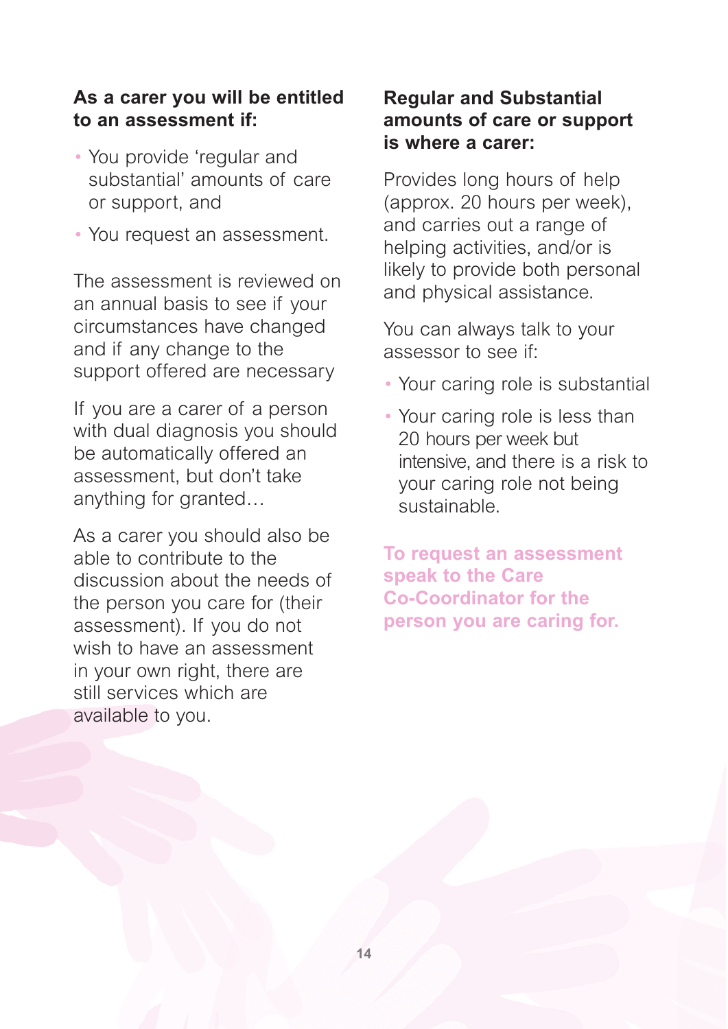**As a carer you will be entitled to an assessment if:**

- You provide 'regular and substantial' amounts of care or support, and
- You request an assessment.

The assessment is reviewed on an annual basis to see if your circumstances have changed and if any change to the support offered are necessary

If you are a carer of a person with dual diagnosis you should be automatically offered an assessment, but don't take anything for granted…

As a carer you should also be able to contribute to the discussion about the needs of the person you care for (their assessment). If you do not wish to have an assessment in your own right, there are still services which are available to you.

**Regular and Substantial amounts of care or support is where a carer:**

Provides long hours of help (approx. 20 hours per week), and carries out a range of helping activities, and/or is likely to provide both personal and physical assistance.

You can always talk to your assessor to see if:

- Your caring role is substantial
- Your caring role is less than 20 hours per week but intensive, and there is a risk to your caring role not being sustainable.

**To request an assessment speak to the Care Co-Coordinator for the person you are caring for.**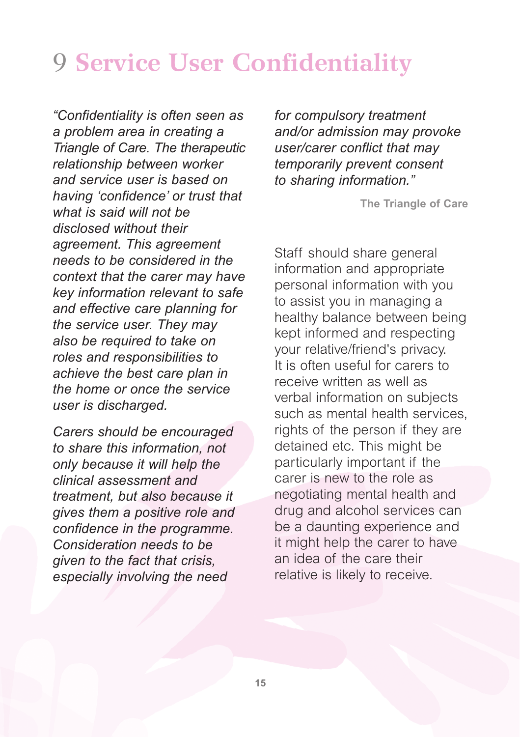# 9 Service User Confidentiality

*"Confidentiality is often seen as a problem area in creating a Triangle of Care. The therapeutic relationship between worker and service user is based on having 'confidence' or trust that what is said will not be disclosed without their agreement. This agreement needs to be considered in the context that the carer may have key information relevant to safe and effective care planning for the service user. They may also be required to take on roles and responsibilities to achieve the best care plan in the home or once the service user is discharged.*

*Carers should be encouraged to share this information, not only because it will help the clinical assessment and treatment, but also because it gives them a positive role and confidence in the programme. Consideration needs to be given to the fact that crisis, especially involving the need for compulsory treatment and/or admission may provoke user/carer conflict that may temporarily prevent consent to sharing information."*

**The Triangle of Care**

Staff should share general information and appropriate personal information with you to assist you in managing a healthy balance between being kept informed and respecting your relative/friend's privacy. It is often useful for carers to receive written as well as verbal information on subjects such as mental health services, rights of the person if they are detained etc. This might be particularly important if the carer is new to the role as negotiating mental health and drug and alcohol services can be a daunting experience and it might help the carer to have an idea of the care their relative is likely to receive.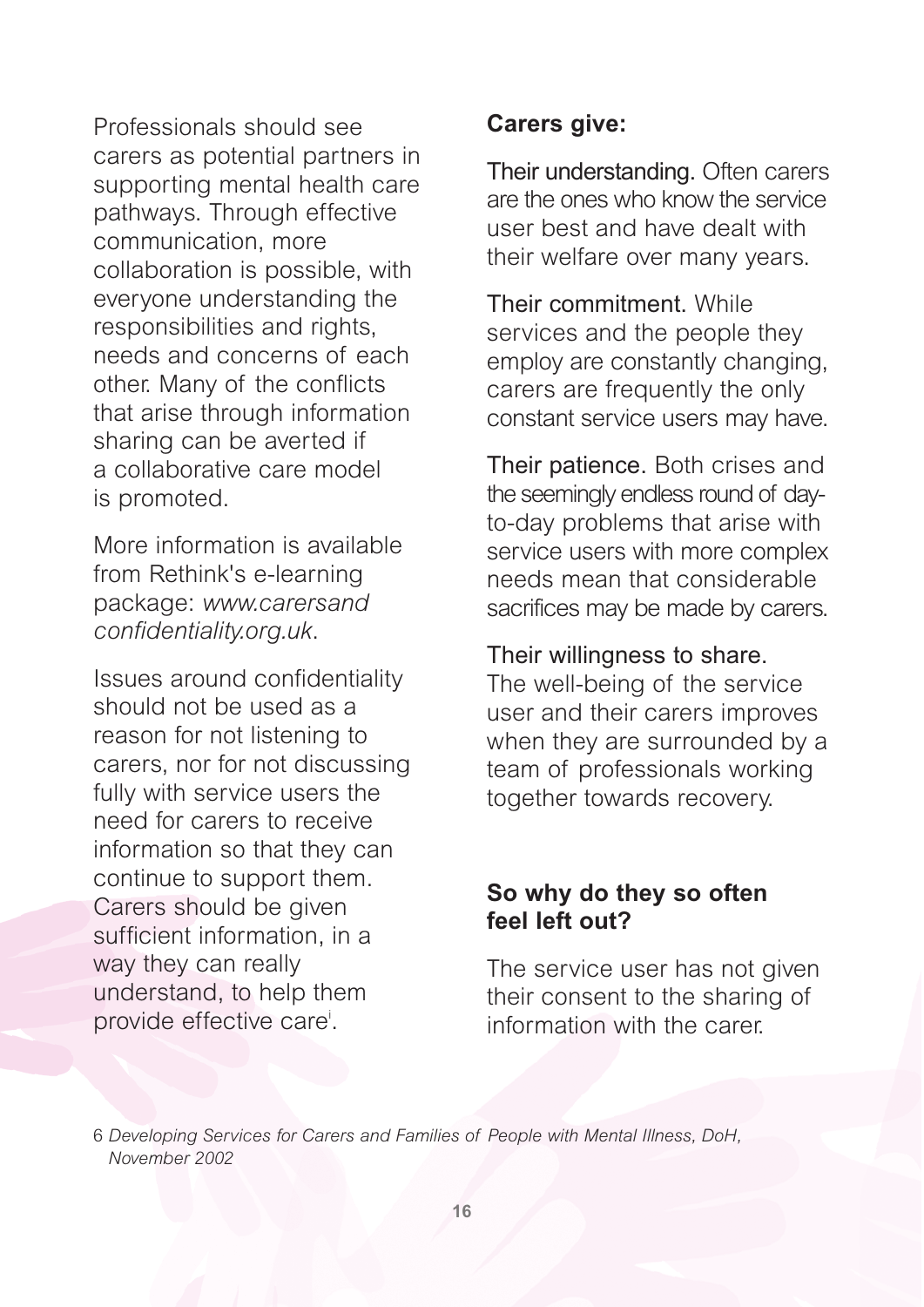Professionals should see carers as potential partners in supporting mental health care pathways. Through effective communication, more collaboration is possible, with everyone understanding the responsibilities and rights, needs and concerns of each other. Many of the conflicts that arise through information sharing can be averted if a collaborative care model is promoted.

More information is available from Rethink's e-learning package: *www.carersandconfidentiality.org.uk*.

Issues around confidentiality should not be used as a reason for not listening to carers, nor for not discussing fully with service users the need for carers to receive information so that they can continue to support them. Carers should be given sufficient information, in a way they can really understand, to help them provide effective care[i].

**Carers give:**

Their understanding. Often carers are the ones who know the service user best and have dealt with their welfare over many years.

Their commitment. While services and the people they employ are constantly changing, carers are frequently the only constant service users may have.

Their patience. Both crises and the seemingly endless round of day-to-day problems that arise with service users with more complex needs mean that considerable sacrifices may be made by carers.

Their willingness to share. The well-being of the service user and their carers improves when they are surrounded by a team of professionals working together towards recovery.

**So why do they so often feel left out?**

The service user has not given their consent to the sharing of information with the carer.

6 *Developing Services for Carers and Families of People with Mental Illness, DoH, November 2002*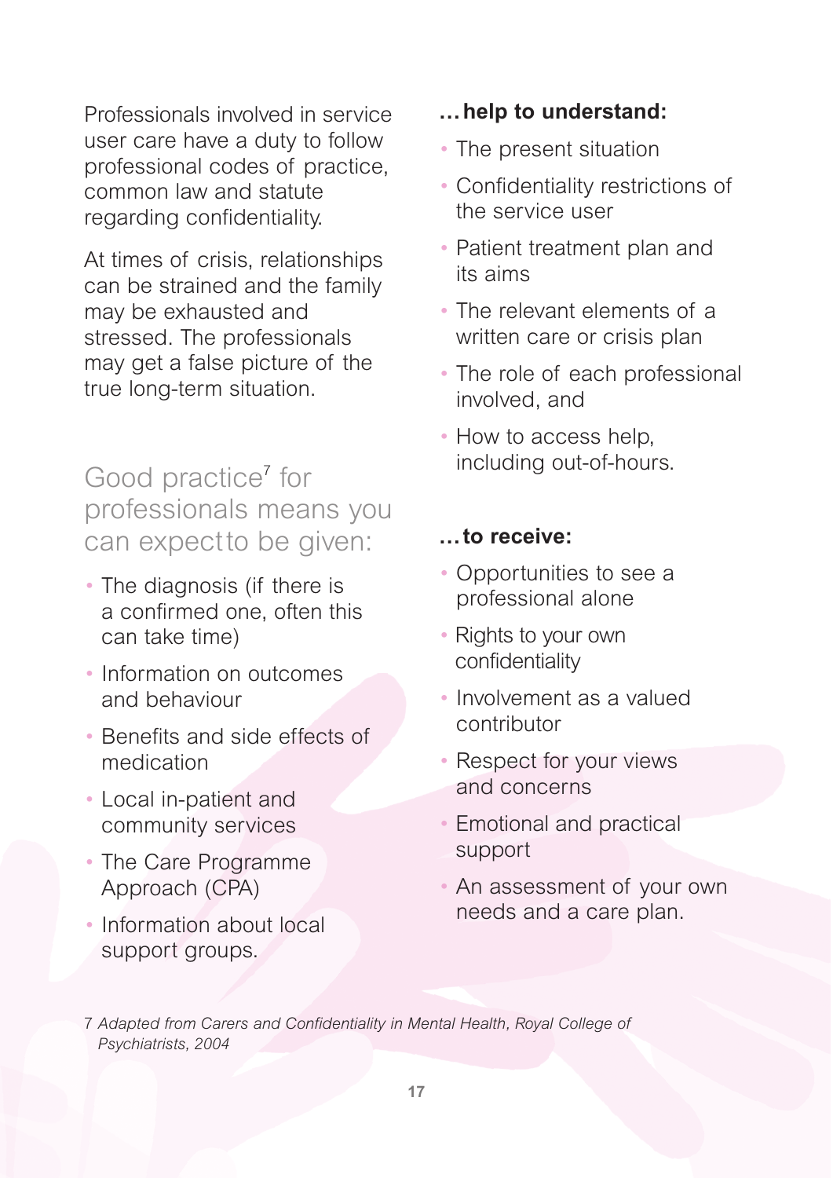Professionals involved in service user care have a duty to follow professional codes of practice, common law and statute regarding confidentiality.

At times of crisis, relationships can be strained and the family may be exhausted and stressed. The professionals may get a false picture of the true long-term situation.

## Good practice[7] for professionals means you can expect to be given:

- The diagnosis (if there is a confirmed one, often this can take time)
- Information on outcomes and behaviour
- Benefits and side effects of medication
- Local in-patient and community services
- The Care Programme Approach (CPA)
- Information about local support groups.

**…help to understand:**

- The present situation
- Confidentiality restrictions of the service user
- Patient treatment plan and its aims
- The relevant elements of a written care or crisis plan
- The role of each professional involved, and
- How to access help, including out-of-hours.

**…to receive:**

- Opportunities to see a professional alone
- Rights to your own confidentiality
- Involvement as a valued contributor
- Respect for your views and concerns
- Emotional and practical support
- An assessment of your own needs and a care plan.

7 *Adapted from Carers and Confidentiality in Mental Health, Royal College of Psychiatrists, 2004*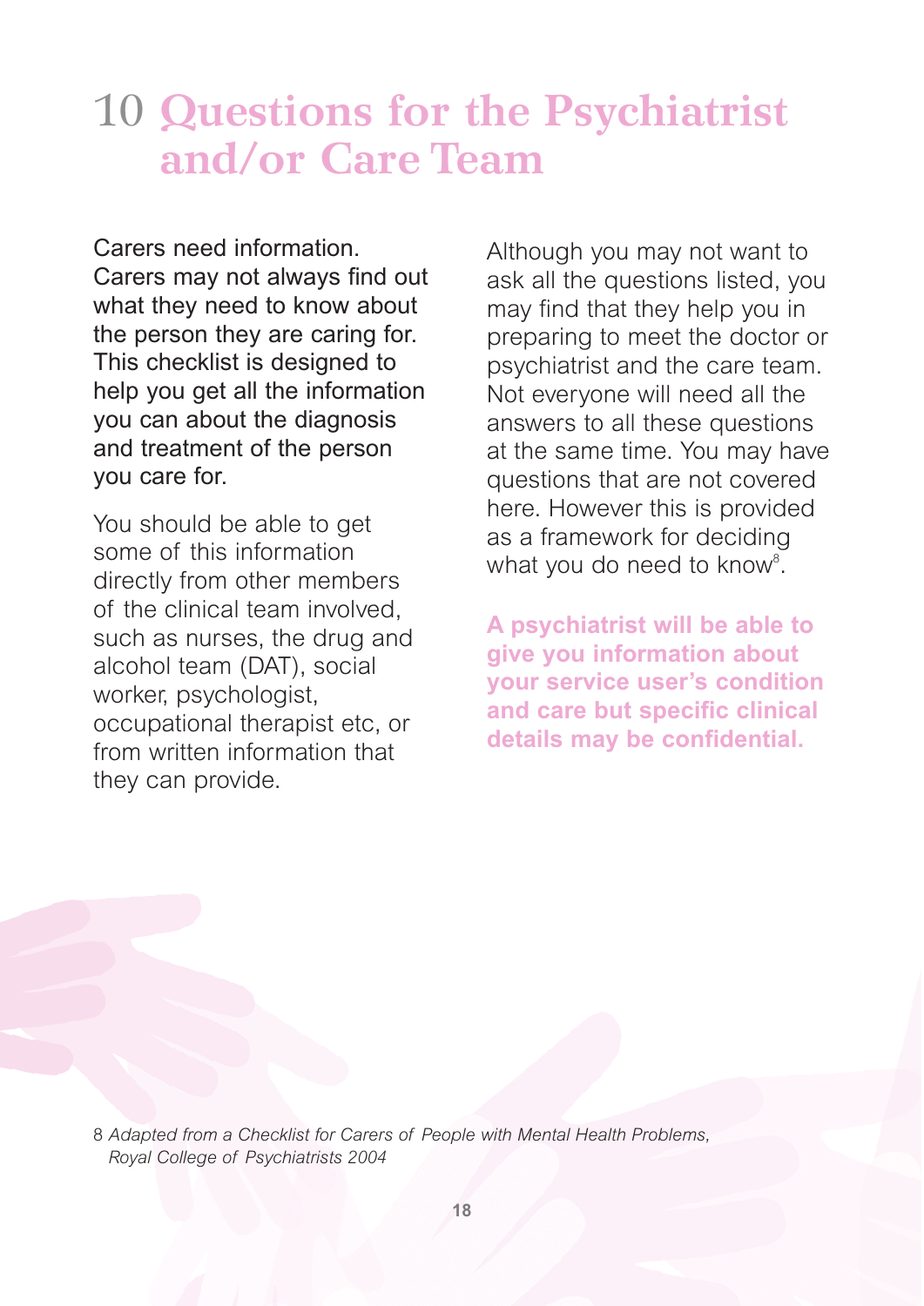# 10 Questions for the Psychiatrist and/or Care Team

Carers need information. Carers may not always find out what they need to know about the person they are caring for. This checklist is designed to help you get all the information you can about the diagnosis and treatment of the person you care for.

You should be able to get some of this information directly from other members of the clinical team involved, such as nurses, the drug and alcohol team (DAT), social worker, psychologist, occupational therapist etc, or from written information that they can provide.

Although you may not want to ask all the questions listed, you may find that they help you in preparing to meet the doctor or psychiatrist and the care team. Not everyone will need all the answers to all these questions at the same time. You may have questions that are not covered here. However this is provided as a framework for deciding what you do need to know[8].

**A psychiatrist will be able to give you information about your service user's condition and care but specific clinical details may be confidential.**

8 *Adapted from a Checklist for Carers of People with Mental Health Problems, Royal College of Psychiatrists 2004*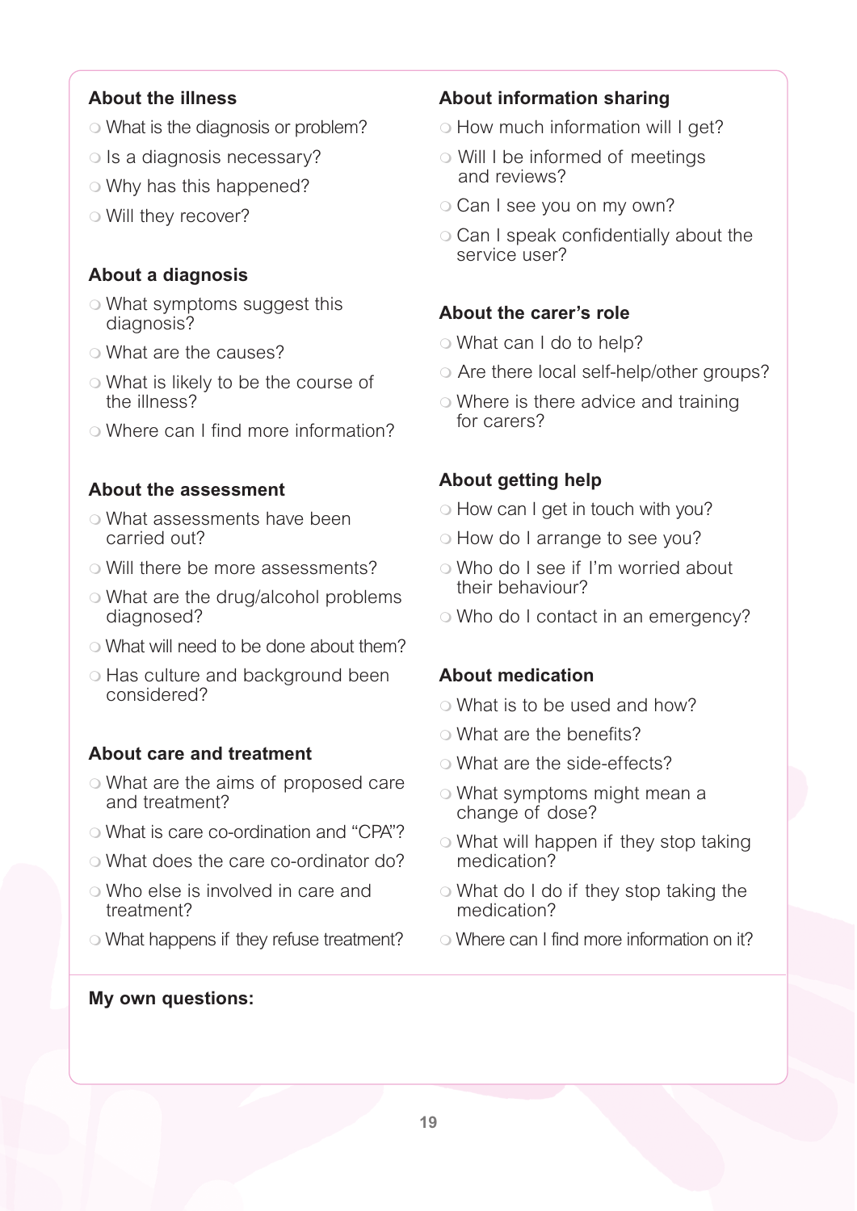**About the illness**

- What is the diagnosis or problem?
- Is a diagnosis necessary?
- Why has this happened?
- Will they recover?

**About a diagnosis**

- What symptoms suggest this diagnosis?
- What are the causes?
- What is likely to be the course of the illness?
- Where can I find more information?

**About the assessment**

- What assessments have been carried out?
- Will there be more assessments?
- What are the drug/alcohol problems diagnosed?
- What will need to be done about them?
- Has culture and background been considered?

**About care and treatment**

- What are the aims of proposed care and treatment?
- What is care co-ordination and "CPA"?
- What does the care co-ordinator do?
- Who else is involved in care and treatment?
- What happens if they refuse treatment?

**About information sharing**

- How much information will I get?
- Will I be informed of meetings and reviews?
- Can I see you on my own?
- Can I speak confidentially about the service user?

**About the carer's role**

- What can I do to help?
- Are there local self-help/other groups?
- Where is there advice and training for carers?

**About getting help**

- How can I get in touch with you?
- How do I arrange to see you?
- Who do I see if I'm worried about their behaviour?
- Who do I contact in an emergency?

**About medication**

- What is to be used and how?
- What are the benefits?
- What are the side-effects?
- What symptoms might mean a change of dose?
- What will happen if they stop taking medication?
- What do I do if they stop taking the medication?
- Where can I find more information on it?

**My own questions:**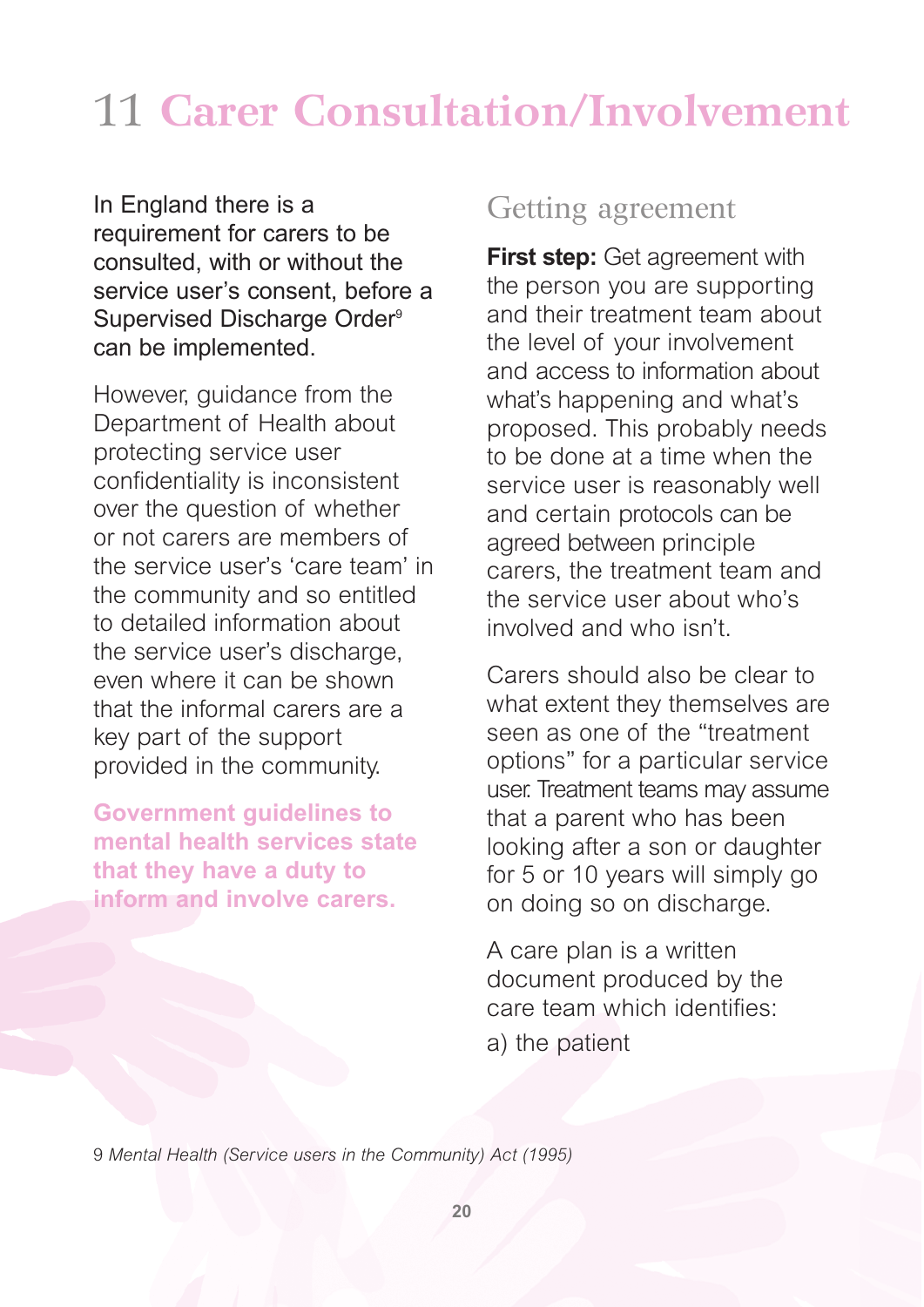# 11 Carer Consultation/Involvement

In England there is a requirement for carers to be consulted, with or without the service user's consent, before a Supervised Discharge Order[9] can be implemented.

However, guidance from the Department of Health about protecting service user confidentiality is inconsistent over the question of whether or not carers are members of the service user's 'care team' in the community and so entitled to detailed information about the service user's discharge, even where it can be shown that the informal carers are a key part of the support provided in the community.

**Government guidelines to mental health services state that they have a duty to inform and involve carers.**

## Getting agreement

**First step:** Get agreement with the person you are supporting and their treatment team about the level of your involvement and access to information about what's happening and what's proposed. This probably needs to be done at a time when the service user is reasonably well and certain protocols can be agreed between principle carers, the treatment team and the service user about who's involved and who isn't.

Carers should also be clear to what extent they themselves are seen as one of the "treatment options" for a particular service user. Treatment teams may assume that a parent who has been looking after a son or daughter for 5 or 10 years will simply go on doing so on discharge.

A care plan is a written document produced by the care team which identifies:

a) the patient

9 *Mental Health (Service users in the Community) Act (1995)*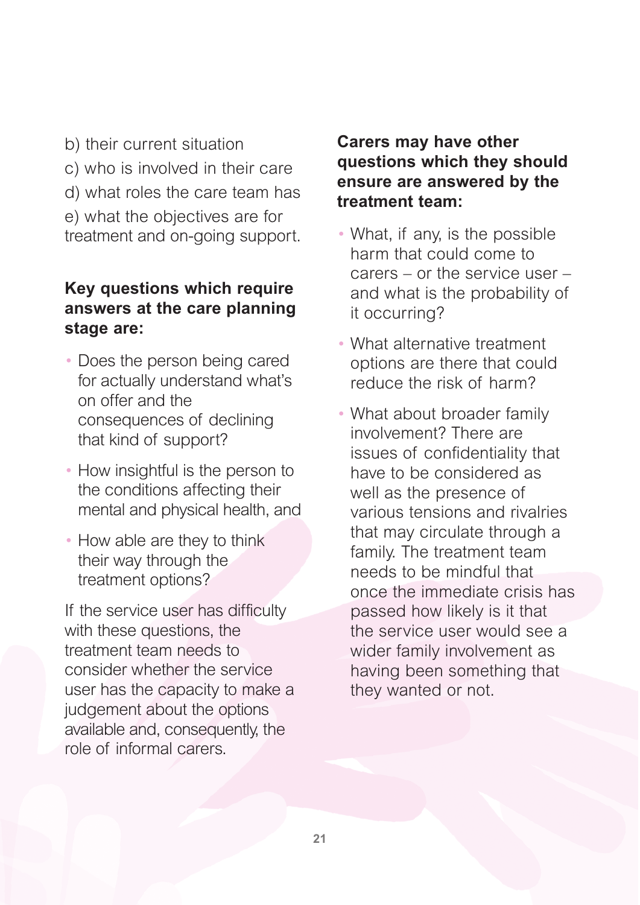b) their current situation

c) who is involved in their care

d) what roles the care team has

e) what the objectives are for treatment and on-going support.

**Key questions which require answers at the care planning stage are:**

- Does the person being cared for actually understand what's on offer and the consequences of declining that kind of support?
- How insightful is the person to the conditions affecting their mental and physical health, and
- How able are they to think their way through the treatment options?

If the service user has difficulty with these questions, the treatment team needs to consider whether the service user has the capacity to make a judgement about the options available and, consequently, the role of informal carers.

**Carers may have other questions which they should ensure are answered by the treatment team:**

- What, if any, is the possible harm that could come to carers – or the service user – and what is the probability of it occurring?
- What alternative treatment options are there that could reduce the risk of harm?
- What about broader family involvement? There are issues of confidentiality that have to be considered as well as the presence of various tensions and rivalries that may circulate through a family. The treatment team needs to be mindful that once the immediate crisis has passed how likely is it that the service user would see a wider family involvement as having been something that they wanted or not.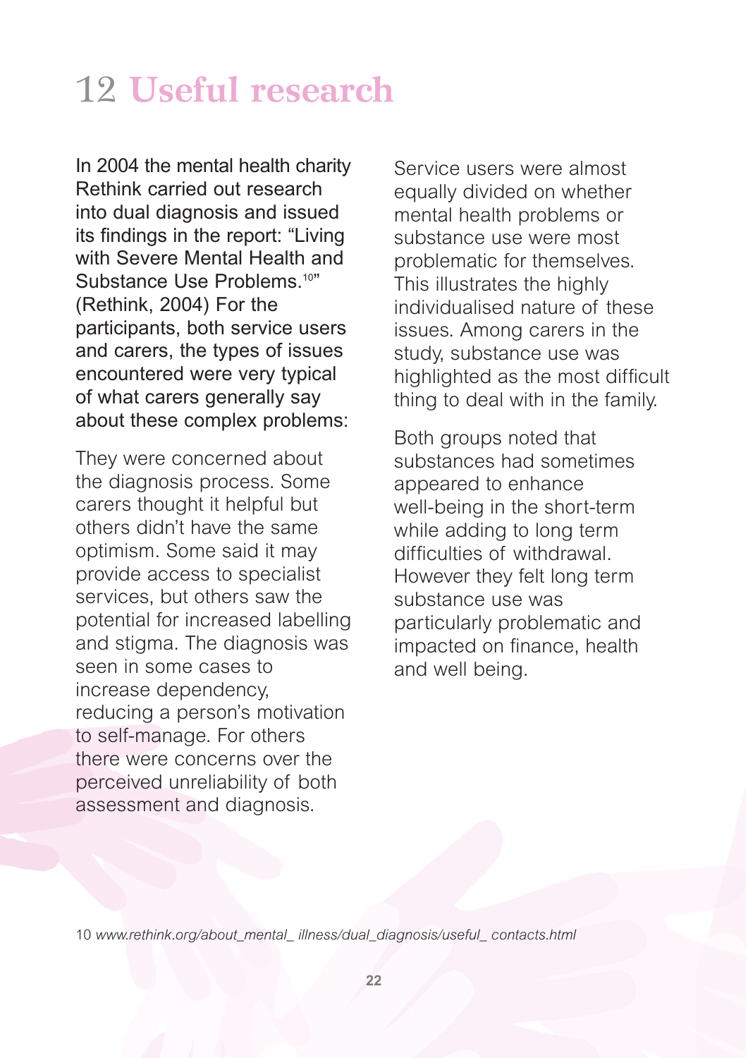# 12 Useful research

In 2004 the mental health charity Rethink carried out research into dual diagnosis and issued its findings in the report: "Living with Severe Mental Health and Substance Use Problems.[10]" (Rethink, 2004) For the participants, both service users and carers, the types of issues encountered were very typical of what carers generally say about these complex problems:

They were concerned about the diagnosis process. Some carers thought it helpful but others didn't have the same optimism. Some said it may provide access to specialist services, but others saw the potential for increased labelling and stigma. The diagnosis was seen in some cases to increase dependency, reducing a person's motivation to self-manage. For others there were concerns over the perceived unreliability of both assessment and diagnosis.

Service users were almost equally divided on whether mental health problems or substance use were most problematic for themselves. This illustrates the highly individualised nature of these issues. Among carers in the study, substance use was highlighted as the most difficult thing to deal with in the family.

Both groups noted that substances had sometimes appeared to enhance well-being in the short-term while adding to long term difficulties of withdrawal. However they felt long term substance use was particularly problematic and impacted on finance, health and well being.

10 *www.rethink.org/about_mental_ illness/dual_diagnosis/useful_ contacts.html*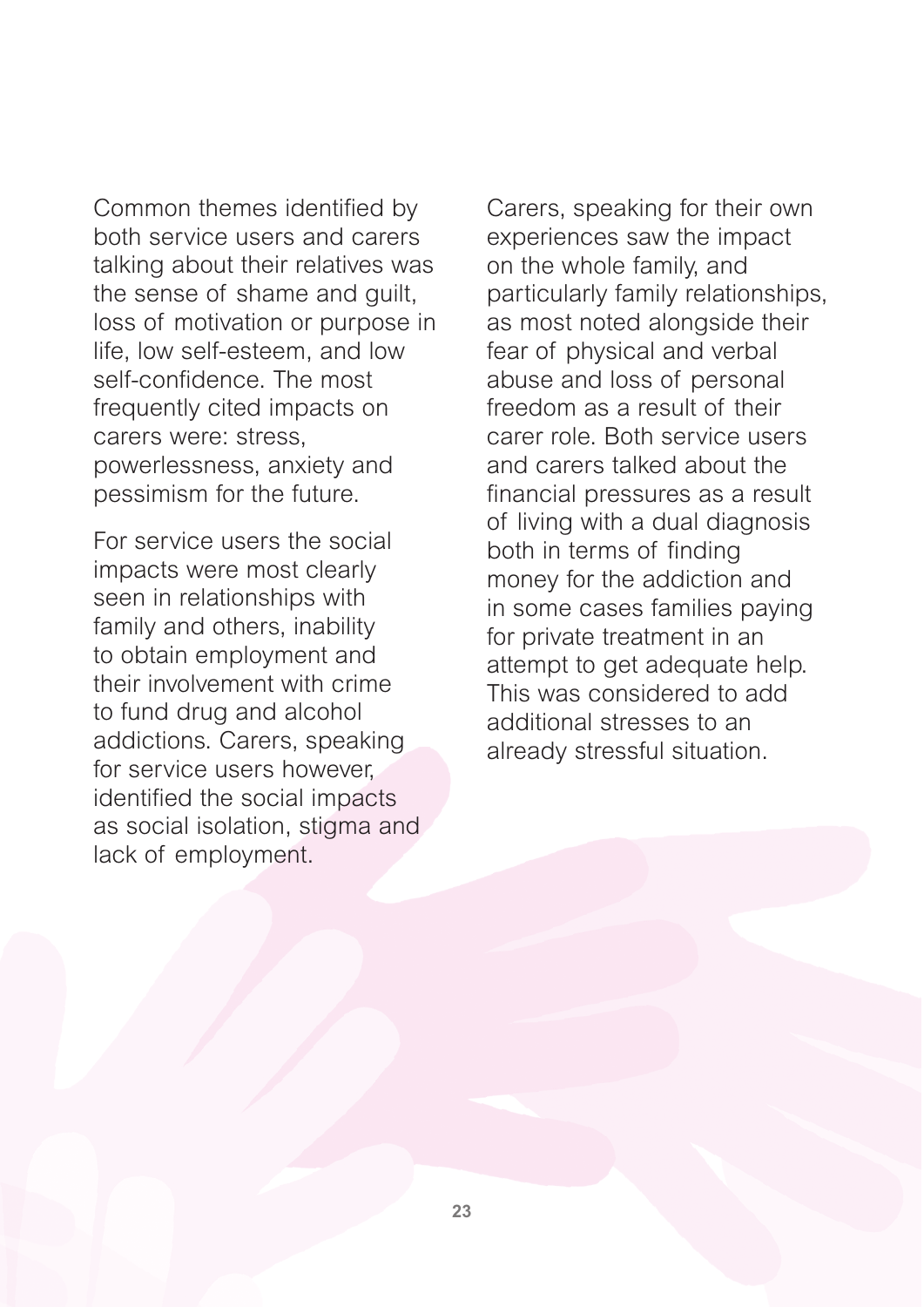Common themes identified by both service users and carers talking about their relatives was the sense of shame and guilt, loss of motivation or purpose in life, low self-esteem, and low self-confidence. The most frequently cited impacts on carers were: stress, powerlessness, anxiety and pessimism for the future.

For service users the social impacts were most clearly seen in relationships with family and others, inability to obtain employment and their involvement with crime to fund drug and alcohol addictions. Carers, speaking for service users however, identified the social impacts as social isolation, stigma and lack of employment.

Carers, speaking for their own experiences saw the impact on the whole family, and particularly family relationships, as most noted alongside their fear of physical and verbal abuse and loss of personal freedom as a result of their carer role. Both service users and carers talked about the financial pressures as a result of living with a dual diagnosis both in terms of finding money for the addiction and in some cases families paying for private treatment in an attempt to get adequate help. This was considered to add additional stresses to an already stressful situation.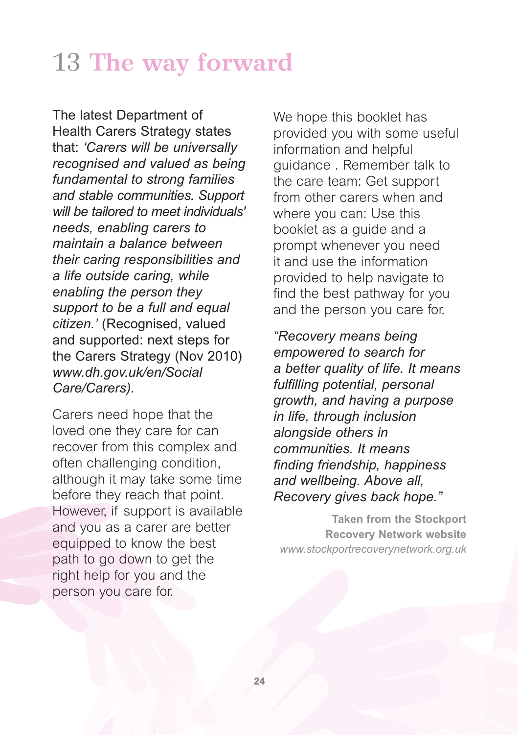# 13 The way forward

The latest Department of Health Carers Strategy states that: *'Carers will be universally recognised and valued as being fundamental to strong families and stable communities. Support will be tailored to meet individuals' needs, enabling carers to maintain a balance between their caring responsibilities and a life outside caring, while enabling the person they support to be a full and equal citizen.'* (Recognised, valued and supported: next steps for the Carers Strategy (Nov 2010) *www.dh.gov.uk/en/Social Care/Carers).*

Carers need hope that the loved one they care for can recover from this complex and often challenging condition, although it may take some time before they reach that point. However, if support is available and you as a carer are better equipped to know the best path to go down to get the right help for you and the person you care for.

We hope this booklet has provided you with some useful information and helpful guidance . Remember talk to the care team: Get support from other carers when and where you can: Use this booklet as a guide and a prompt whenever you need it and use the information provided to help navigate to find the best pathway for you and the person you care for.

*"Recovery means being empowered to search for a better quality of life. It means fulfilling potential, personal growth, and having a purpose in life, through inclusion alongside others in communities. It means finding friendship, happiness and wellbeing. Above all, Recovery gives back hope."*

**Taken from the Stockport Recovery Network website**
*www.stockportrecoverynetwork.org.uk*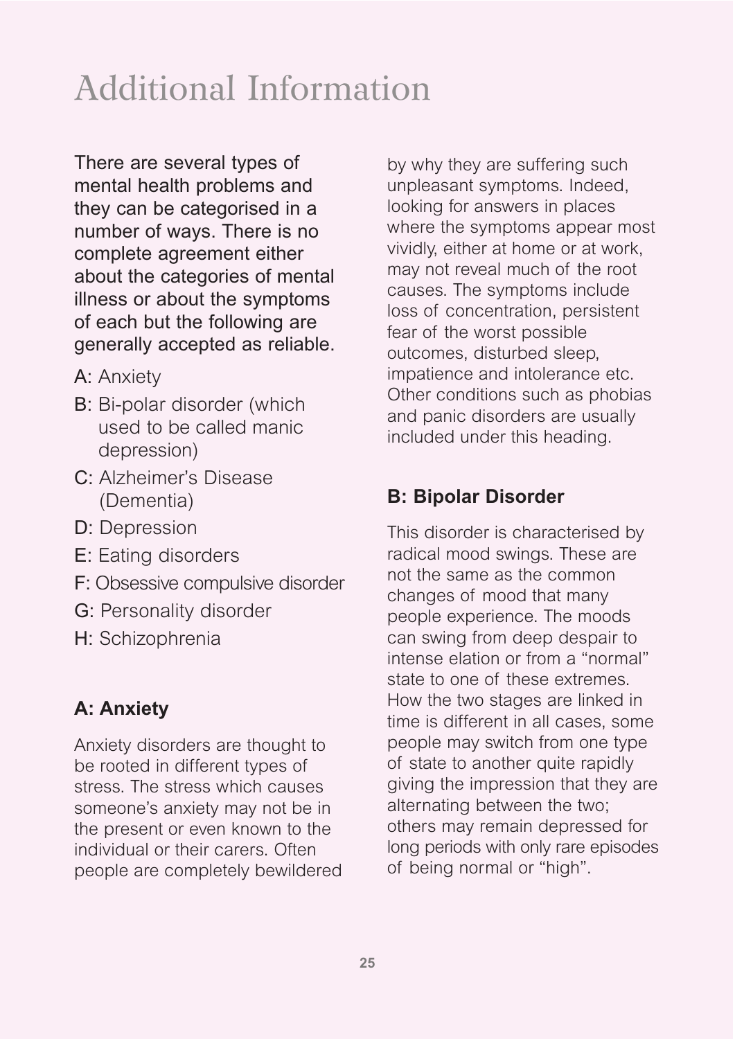# Additional Information

There are several types of mental health problems and they can be categorised in a number of ways. There is no complete agreement either about the categories of mental illness or about the symptoms of each but the following are generally accepted as reliable.

- A: Anxiety
- B: Bi-polar disorder (which used to be called manic depression)
- C: Alzheimer's Disease (Dementia)
- D: Depression
- E: Eating disorders
- F: Obsessive compulsive disorder
- G: Personality disorder
- H: Schizophrenia

## A: Anxiety

Anxiety disorders are thought to be rooted in different types of stress. The stress which causes someone's anxiety may not be in the present or even known to the individual or their carers. Often people are completely bewildered by why they are suffering such unpleasant symptoms. Indeed, looking for answers in places where the symptoms appear most vividly, either at home or at work, may not reveal much of the root causes. The symptoms include loss of concentration, persistent fear of the worst possible outcomes, disturbed sleep, impatience and intolerance etc. Other conditions such as phobias and panic disorders are usually included under this heading.

## B: Bipolar Disorder

This disorder is characterised by radical mood swings. These are not the same as the common changes of mood that many people experience. The moods can swing from deep despair to intense elation or from a "normal" state to one of these extremes. How the two stages are linked in time is different in all cases, some people may switch from one type of state to another quite rapidly giving the impression that they are alternating between the two; others may remain depressed for long periods with only rare episodes of being normal or "high".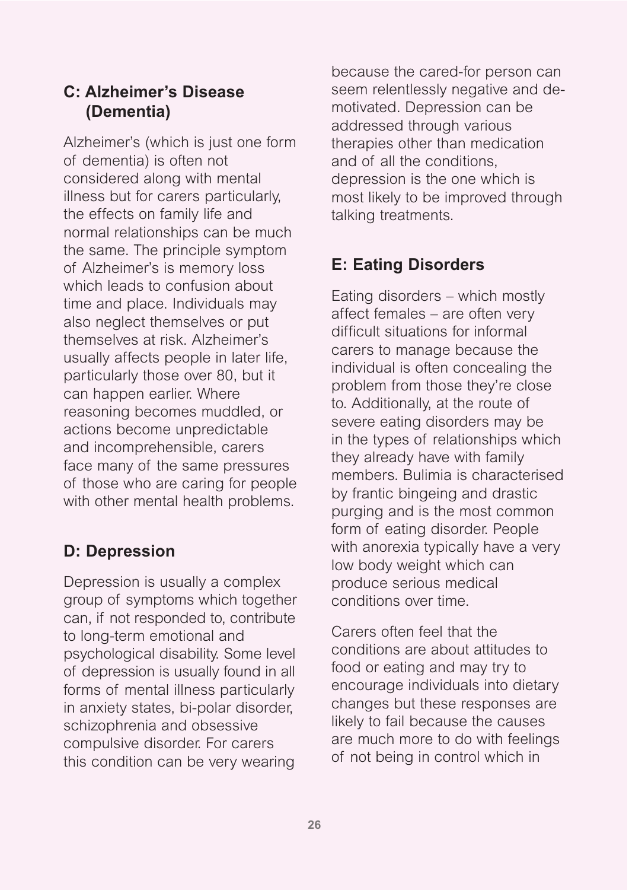## C: Alzheimer's Disease (Dementia)

Alzheimer's (which is just one form of dementia) is often not considered along with mental illness but for carers particularly, the effects on family life and normal relationships can be much the same. The principle symptom of Alzheimer's is memory loss which leads to confusion about time and place. Individuals may also neglect themselves or put themselves at risk. Alzheimer's usually affects people in later life, particularly those over 80, but it can happen earlier. Where reasoning becomes muddled, or actions become unpredictable and incomprehensible, carers face many of the same pressures of those who are caring for people with other mental health problems.

## D: Depression

Depression is usually a complex group of symptoms which together can, if not responded to, contribute to long-term emotional and psychological disability. Some level of depression is usually found in all forms of mental illness particularly in anxiety states, bi-polar disorder, schizophrenia and obsessive compulsive disorder. For carers this condition can be very wearing because the cared-for person can seem relentlessly negative and de-motivated. Depression can be addressed through various therapies other than medication and of all the conditions, depression is the one which is most likely to be improved through talking treatments.

## E: Eating Disorders

Eating disorders – which mostly affect females – are often very difficult situations for informal carers to manage because the individual is often concealing the problem from those they're close to. Additionally, at the route of severe eating disorders may be in the types of relationships which they already have with family members. Bulimia is characterised by frantic bingeing and drastic purging and is the most common form of eating disorder. People with anorexia typically have a very low body weight which can produce serious medical conditions over time.

Carers often feel that the conditions are about attitudes to food or eating and may try to encourage individuals into dietary changes but these responses are likely to fail because the causes are much more to do with feelings of not being in control which in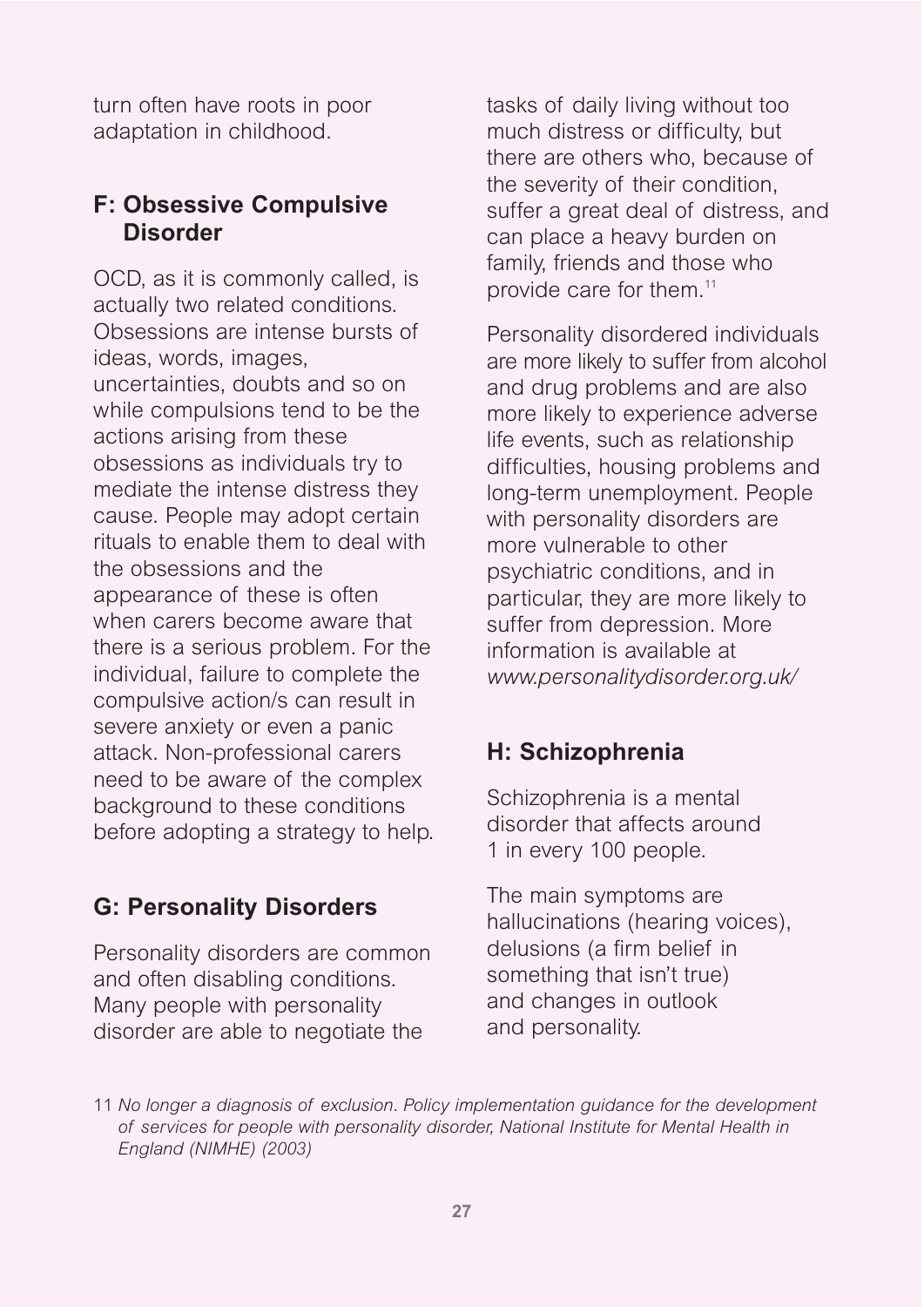turn often have roots in poor adaptation in childhood.

## F: Obsessive Compulsive Disorder

OCD, as it is commonly called, is actually two related conditions. Obsessions are intense bursts of ideas, words, images, uncertainties, doubts and so on while compulsions tend to be the actions arising from these obsessions as individuals try to mediate the intense distress they cause. People may adopt certain rituals to enable them to deal with the obsessions and the appearance of these is often when carers become aware that there is a serious problem. For the individual, failure to complete the compulsive action/s can result in severe anxiety or even a panic attack. Non-professional carers need to be aware of the complex background to these conditions before adopting a strategy to help.

## G: Personality Disorders

Personality disorders are common and often disabling conditions. Many people with personality disorder are able to negotiate the tasks of daily living without too much distress or difficulty, but there are others who, because of the severity of their condition, suffer a great deal of distress, and can place a heavy burden on family, friends and those who provide care for them.[11]

Personality disordered individuals are more likely to suffer from alcohol and drug problems and are also more likely to experience adverse life events, such as relationship difficulties, housing problems and long-term unemployment. People with personality disorders are more vulnerable to other psychiatric conditions, and in particular, they are more likely to suffer from depression. More information is available at *www.personalitydisorder.org.uk/*

## H: Schizophrenia

Schizophrenia is a mental disorder that affects around 1 in every 100 people.

The main symptoms are hallucinations (hearing voices), delusions (a firm belief in something that isn't true) and changes in outlook and personality.

11 *No longer a diagnosis of exclusion. Policy implementation guidance for the development of services for people with personality disorder, National Institute for Mental Health in England (NIMHE) (2003)*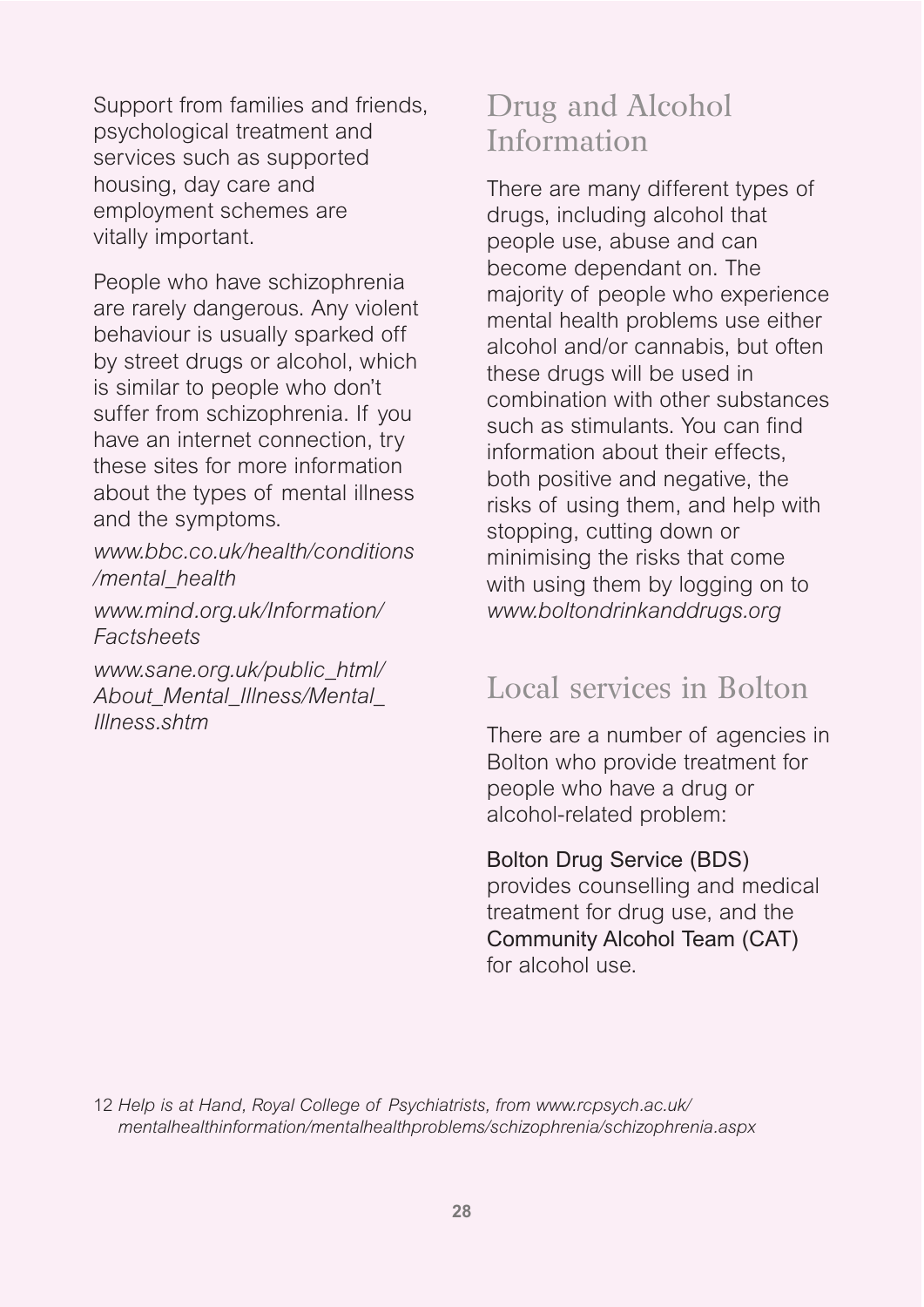Support from families and friends, psychological treatment and services such as supported housing, day care and employment schemes are vitally important.

People who have schizophrenia are rarely dangerous. Any violent behaviour is usually sparked off by street drugs or alcohol, which is similar to people who don't suffer from schizophrenia. If you have an internet connection, try these sites for more information about the types of mental illness and the symptoms.

*www.bbc.co.uk/health/conditions/mental_health*

*www.mind.org.uk/Information/Factsheets*

*www.sane.org.uk/public_html/About_Mental_Illness/Mental_Illness.shtm*

## Drug and Alcohol Information

There are many different types of drugs, including alcohol that people use, abuse and can become dependant on. The majority of people who experience mental health problems use either alcohol and/or cannabis, but often these drugs will be used in combination with other substances such as stimulants. You can find information about their effects, both positive and negative, the risks of using them, and help with stopping, cutting down or minimising the risks that come with using them by logging on to *www.boltondrinkanddrugs.org*

## Local services in Bolton

There are a number of agencies in Bolton who provide treatment for people who have a drug or alcohol-related problem:

Bolton Drug Service (BDS) provides counselling and medical treatment for drug use, and the Community Alcohol Team (CAT) for alcohol use.

12 *Help is at Hand, Royal College of Psychiatrists, from www.rcpsych.ac.uk/mentalhealthinformation/mentalhealthproblems/schizophrenia/schizophrenia.aspx*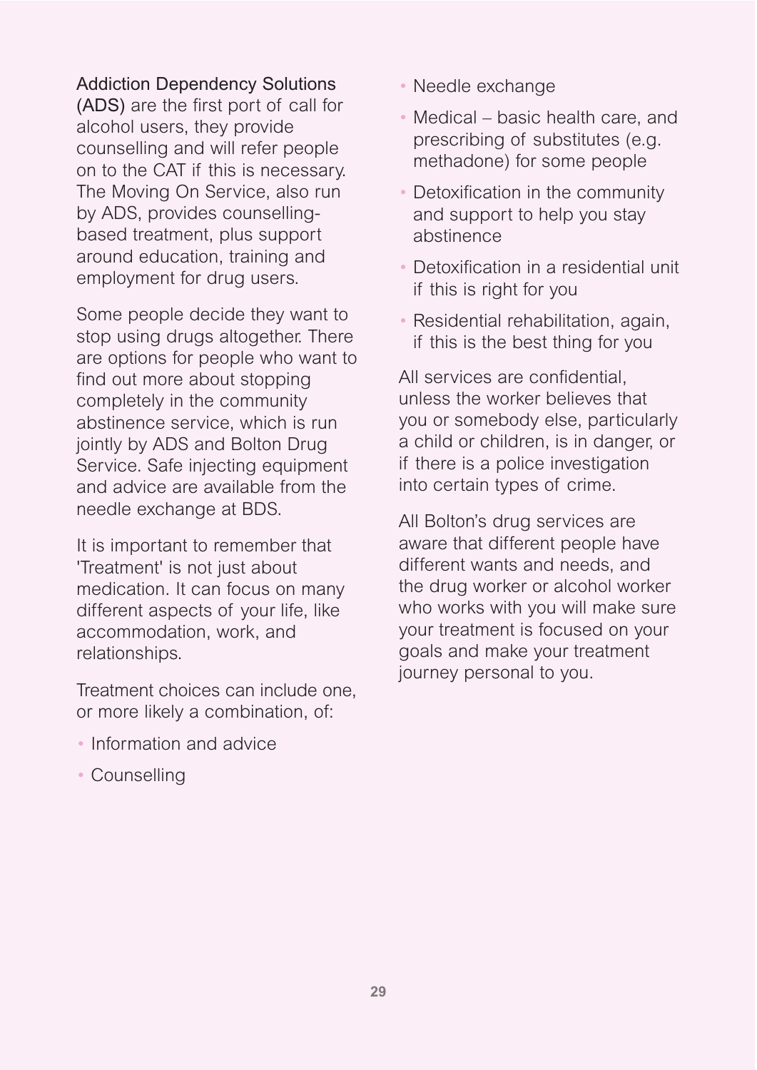Addiction Dependency Solutions (ADS) are the first port of call for alcohol users, they provide counselling and will refer people on to the CAT if this is necessary. The Moving On Service, also run by ADS, provides counselling-based treatment, plus support around education, training and employment for drug users.

Some people decide they want to stop using drugs altogether. There are options for people who want to find out more about stopping completely in the community abstinence service, which is run jointly by ADS and Bolton Drug Service. Safe injecting equipment and advice are available from the needle exchange at BDS.

It is important to remember that 'Treatment' is not just about medication. It can focus on many different aspects of your life, like accommodation, work, and relationships.

Treatment choices can include one, or more likely a combination, of:

- Information and advice
- Counselling
- Needle exchange
- Medical – basic health care, and prescribing of substitutes (e.g. methadone) for some people
- Detoxification in the community and support to help you stay abstinence
- Detoxification in a residential unit if this is right for you
- Residential rehabilitation, again, if this is the best thing for you

All services are confidential, unless the worker believes that you or somebody else, particularly a child or children, is in danger, or if there is a police investigation into certain types of crime.

All Bolton's drug services are aware that different people have different wants and needs, and the drug worker or alcohol worker who works with you will make sure your treatment is focused on your goals and make your treatment journey personal to you.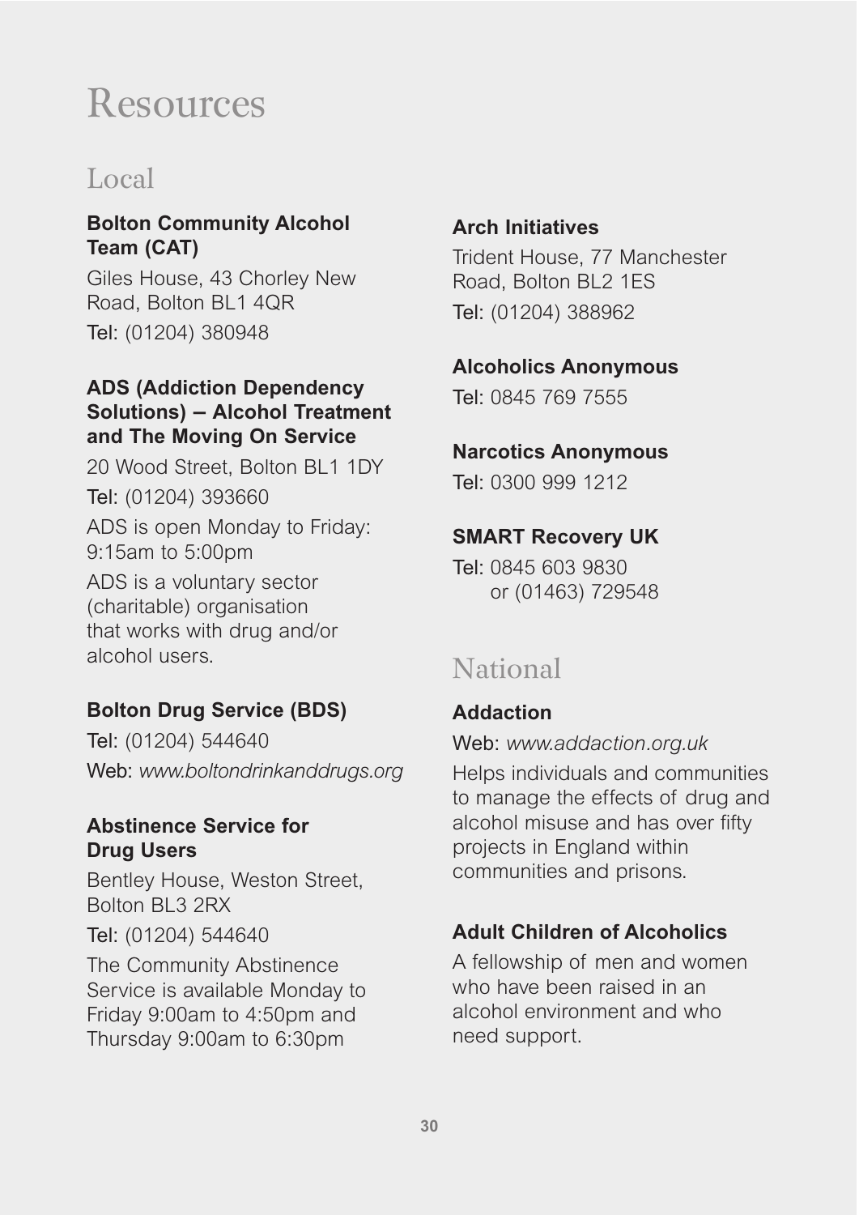# Resources

## Local

### Bolton Community Alcohol Team (CAT)

Giles House, 43 Chorley New Road, Bolton BL1 4QR

Tel: (01204) 380948

### ADS (Addiction Dependency Solutions) – Alcohol Treatment and The Moving On Service

20 Wood Street, Bolton BL1 1DY

Tel: (01204) 393660

ADS is open Monday to Friday: 9:15am to 5:00pm

ADS is a voluntary sector (charitable) organisation that works with drug and/or alcohol users.

### Bolton Drug Service (BDS)

Tel: (01204) 544640

Web: *www.boltondrinkanddrugs.org*

### Abstinence Service for Drug Users

Bentley House, Weston Street, Bolton BL3 2RX

Tel: (01204) 544640

The Community Abstinence Service is available Monday to Friday 9:00am to 4:50pm and Thursday 9:00am to 6:30pm

### Arch Initiatives

Trident House, 77 Manchester Road, Bolton BL2 1ES

Tel: (01204) 388962

### Alcoholics Anonymous

Tel: 0845 769 7555

### Narcotics Anonymous

Tel: 0300 999 1212

### SMART Recovery UK

Tel: 0845 603 9830
or (01463) 729548

## National

### Addaction

Web: *www.addaction.org.uk*

Helps individuals and communities to manage the effects of drug and alcohol misuse and has over fifty projects in England within communities and prisons.

### Adult Children of Alcoholics

A fellowship of men and women who have been raised in an alcohol environment and who need support.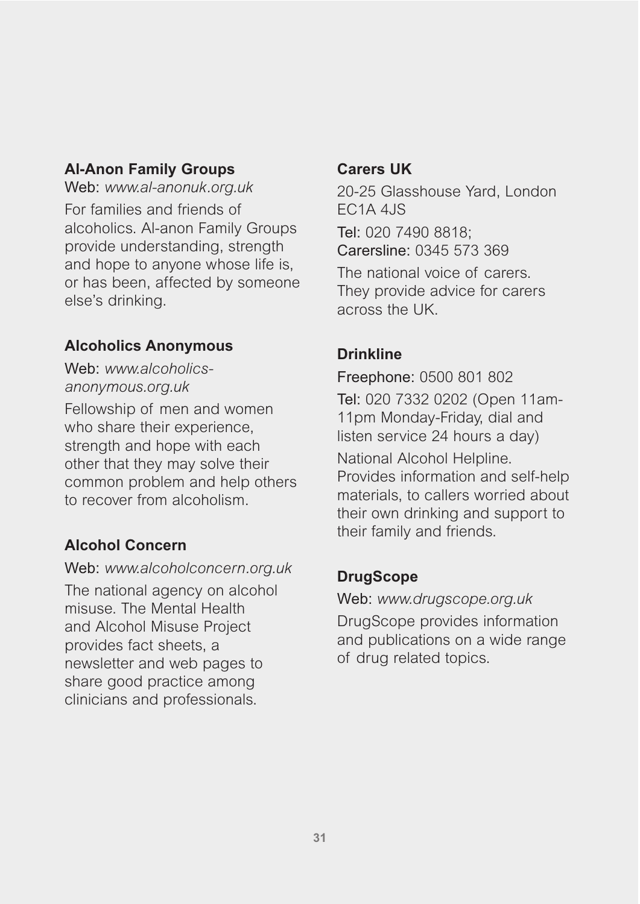### Al-Anon Family Groups

Web: *www.al-anonuk.org.uk*

For families and friends of alcoholics. Al-anon Family Groups provide understanding, strength and hope to anyone whose life is, or has been, affected by someone else's drinking.

### Alcoholics Anonymous

Web: *www.alcoholics-anonymous.org.uk*

Fellowship of men and women who share their experience, strength and hope with each other that they may solve their common problem and help others to recover from alcoholism.

### Alcohol Concern

Web: *www.alcoholconcern.org.uk*

The national agency on alcohol misuse. The Mental Health and Alcohol Misuse Project provides fact sheets, a newsletter and web pages to share good practice among clinicians and professionals.

### Carers UK

20-25 Glasshouse Yard, London EC1A 4JS

Tel: 020 7490 8818;
Carersline: 0345 573 369

The national voice of carers. They provide advice for carers across the UK.

### Drinkline

Freephone: 0500 801 802

Tel: 020 7332 0202 (Open 11am-11pm Monday-Friday, dial and listen service 24 hours a day)

National Alcohol Helpline. Provides information and self-help materials, to callers worried about their own drinking and support to their family and friends.

### DrugScope

Web: *www.drugscope.org.uk*

DrugScope provides information and publications on a wide range of drug related topics.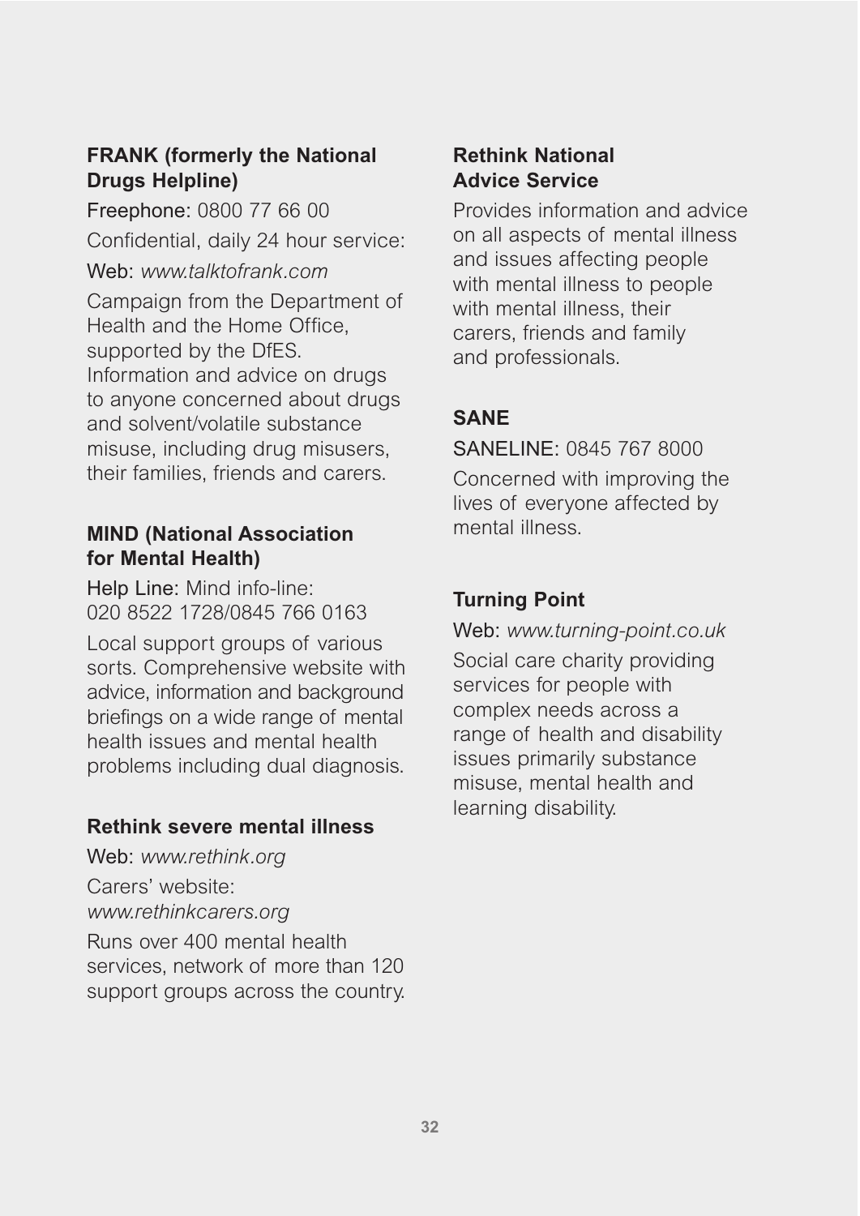### FRANK (formerly the National Drugs Helpline)

Freephone: 0800 77 66 00

Confidential, daily 24 hour service:

Web: *www.talktofrank.com*

Campaign from the Department of Health and the Home Office, supported by the DfES. Information and advice on drugs to anyone concerned about drugs and solvent/volatile substance misuse, including drug misusers, their families, friends and carers.

### MIND (National Association for Mental Health)

Help Line: Mind info-line: 020 8522 1728/0845 766 0163

Local support groups of various sorts. Comprehensive website with advice, information and background briefings on a wide range of mental health issues and mental health problems including dual diagnosis.

### Rethink severe mental illness

Web: *www.rethink.org*

Carers' website: *www.rethinkcarers.org*

Runs over 400 mental health services, network of more than 120 support groups across the country.

### Rethink National Advice Service

Provides information and advice on all aspects of mental illness and issues affecting people with mental illness to people with mental illness, their carers, friends and family and professionals.

### SANE

SANELINE: 0845 767 8000

Concerned with improving the lives of everyone affected by mental illness.

### Turning Point

Web: *www.turning-point.co.uk*

Social care charity providing services for people with complex needs across a range of health and disability issues primarily substance misuse, mental health and learning disability.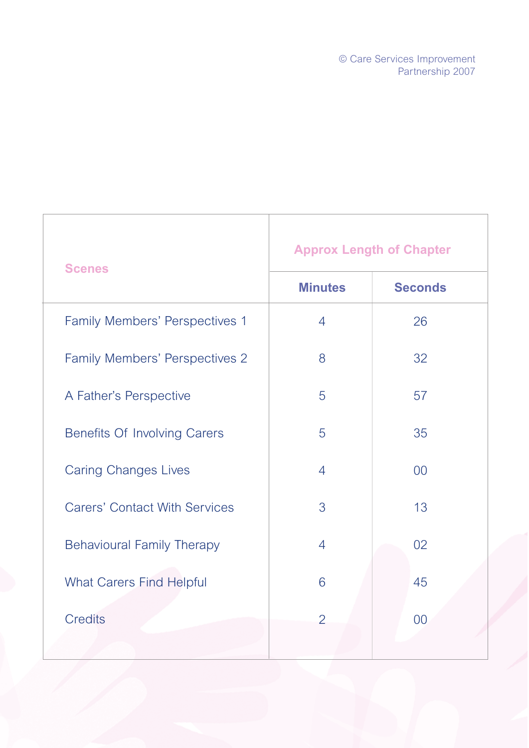© Care Services Improvement Partnership 2007

| Scenes | Approx Length of Chapter | |
|---|---|---|
| | Minutes | Seconds |
| Family Members' Perspectives 1 | 4 | 26 |
| Family Members' Perspectives 2 | 8 | 32 |
| A Father's Perspective | 5 | 57 |
| Benefits Of Involving Carers | 5 | 35 |
| Caring Changes Lives | 4 | 00 |
| Carers' Contact With Services | 3 | 13 |
| Behavioural Family Therapy | 4 | 02 |
| What Carers Find Helpful | 6 | 45 |
| Credits | 2 | 00 |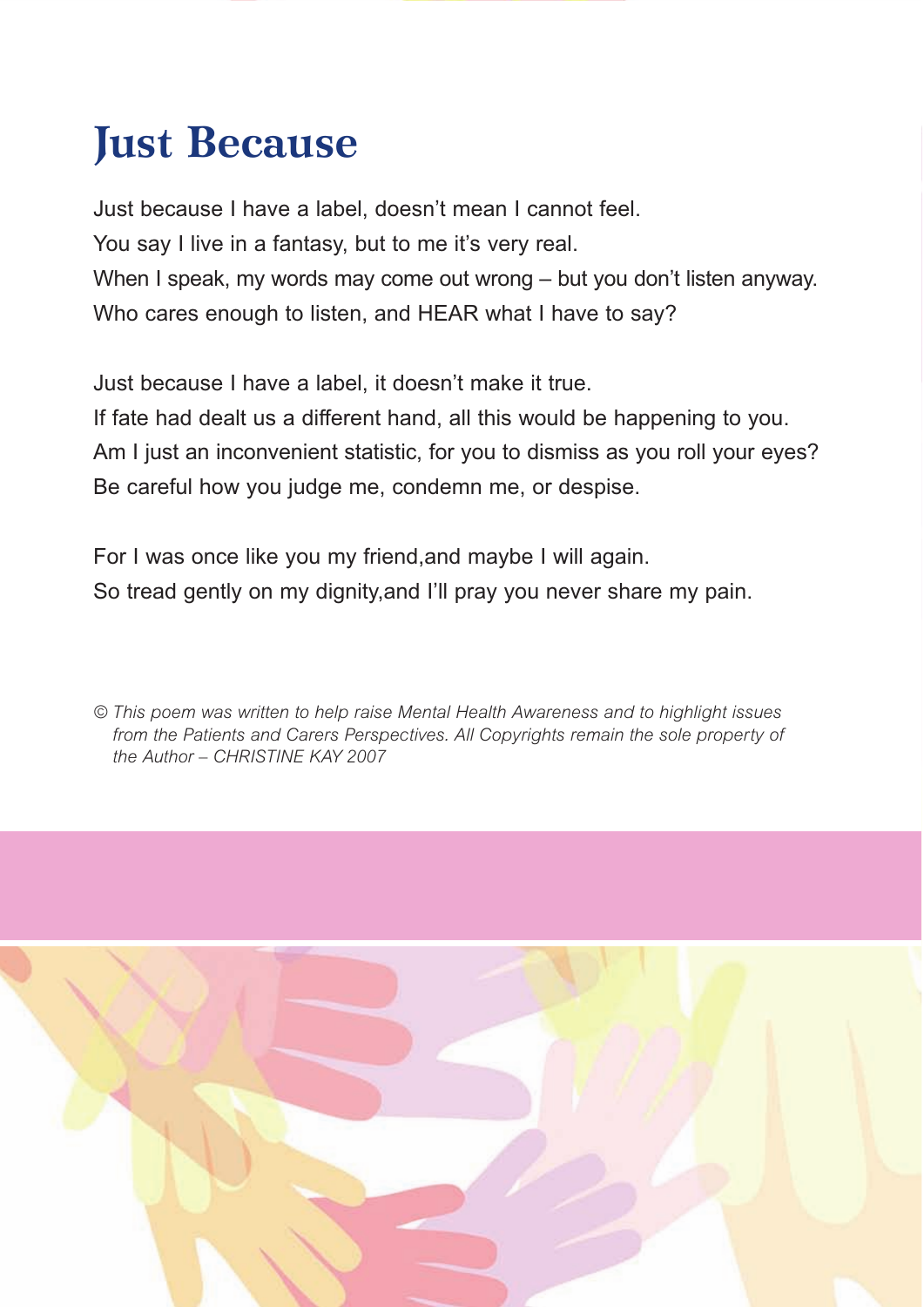# Just Because

Just because I have a label, doesn't mean I cannot feel.
You say I live in a fantasy, but to me it's very real.
When I speak, my words may come out wrong – but you don't listen anyway.
Who cares enough to listen, and HEAR what I have to say?

Just because I have a label, it doesn't make it true.
If fate had dealt us a different hand, all this would be happening to you.
Am I just an inconvenient statistic, for you to dismiss as you roll your eyes?
Be careful how you judge me, condemn me, or despise.

For I was once like you my friend,and maybe I will again.
So tread gently on my dignity,and I'll pray you never share my pain.

© *This poem was written to help raise Mental Health Awareness and to highlight issues from the Patients and Carers Perspectives. All Copyrights remain the sole property of the Author – CHRISTINE KAY 2007*